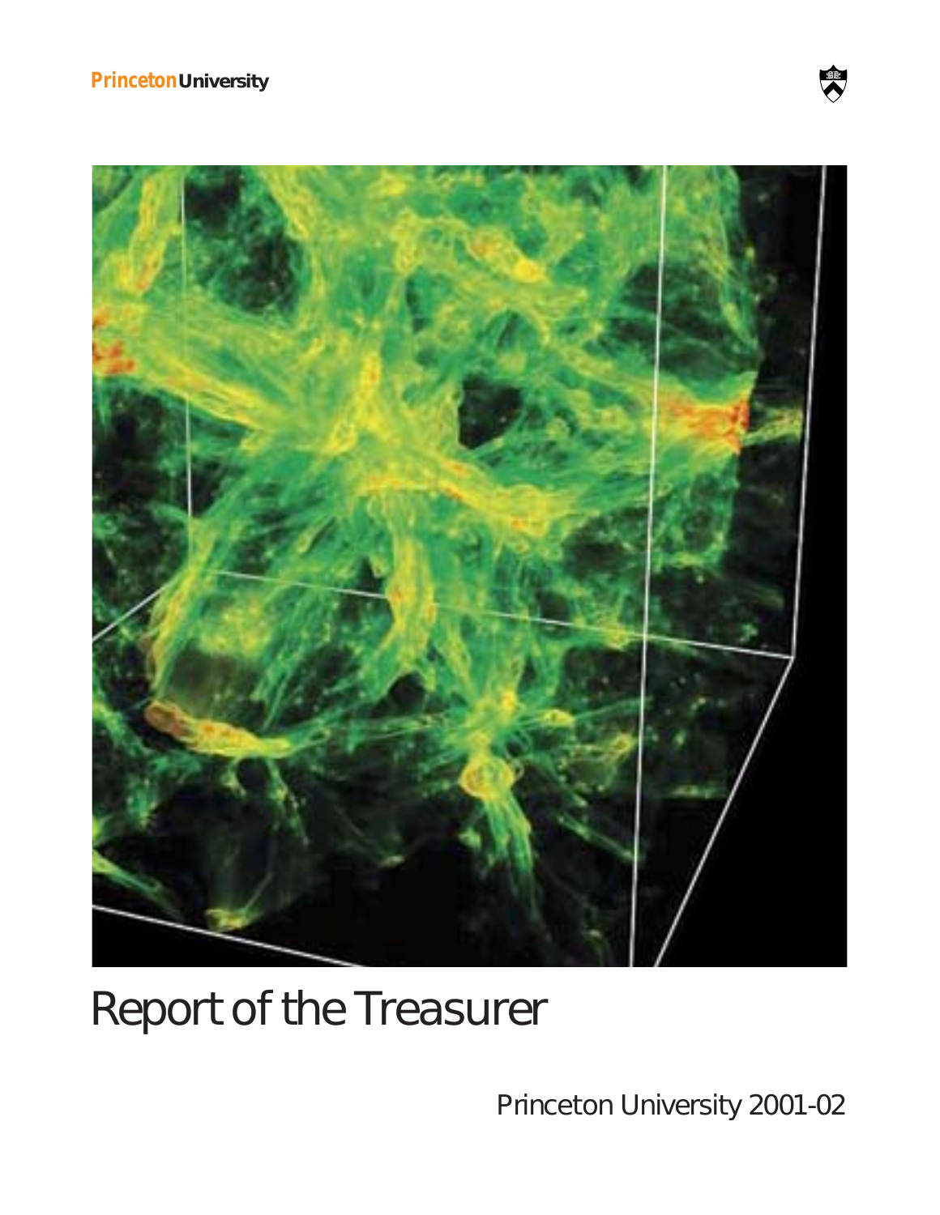Princeton University

# Report of the Treasurer

Princeton University 2001-02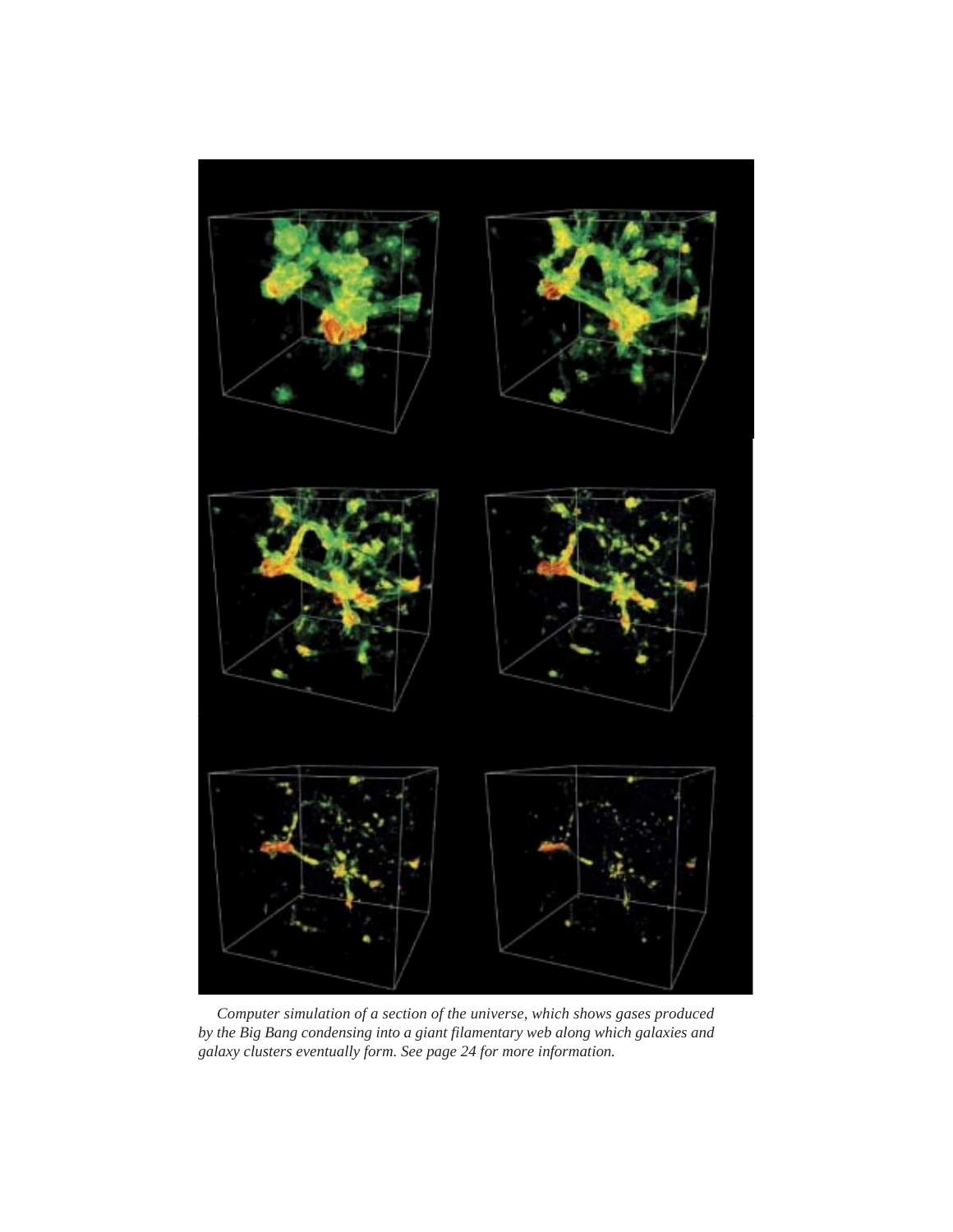*Computer simulation of a section of the universe, which shows gases produced by the Big Bang condensing into a giant filamentary web along which galaxies and galaxy clusters eventually form. See page 24 for more information.*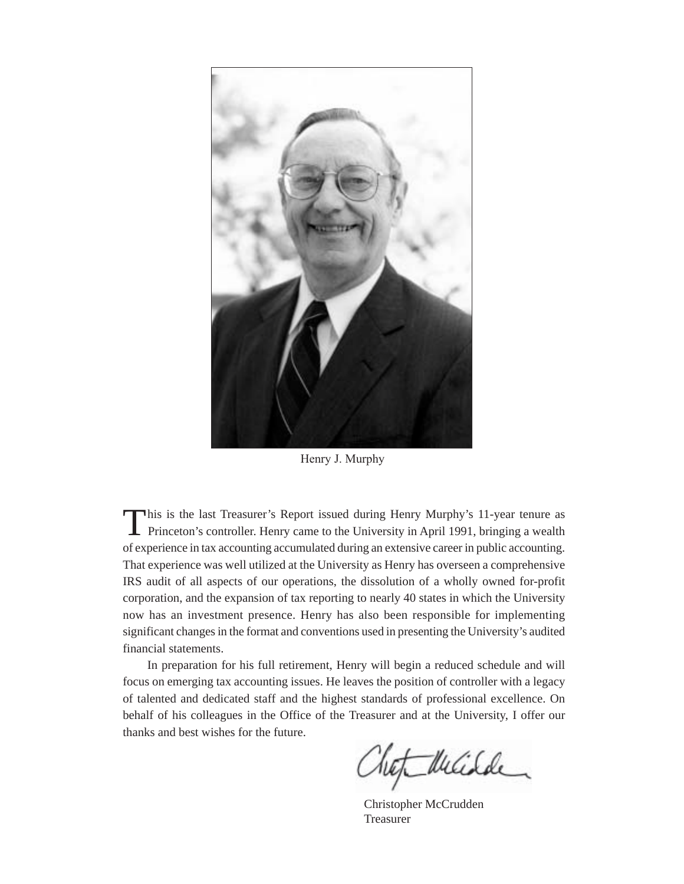Henry J. Murphy

This is the last Treasurer's Report issued during Henry Murphy's 11-year tenure as Princeton's controller. Henry came to the University in April 1991, bringing a wealth of experience in tax accounting accumulated during an extensive career in public accounting. That experience was well utilized at the University as Henry has overseen a comprehensive IRS audit of all aspects of our operations, the dissolution of a wholly owned for-profit corporation, and the expansion of tax reporting to nearly 40 states in which the University now has an investment presence. Henry has also been responsible for implementing significant changes in the format and conventions used in presenting the University's audited financial statements.

In preparation for his full retirement, Henry will begin a reduced schedule and will focus on emerging tax accounting issues. He leaves the position of controller with a legacy of talented and dedicated staff and the highest standards of professional excellence. On behalf of his colleagues in the Office of the Treasurer and at the University, I offer our thanks and best wishes for the future.

Christopher McCrudden
Treasurer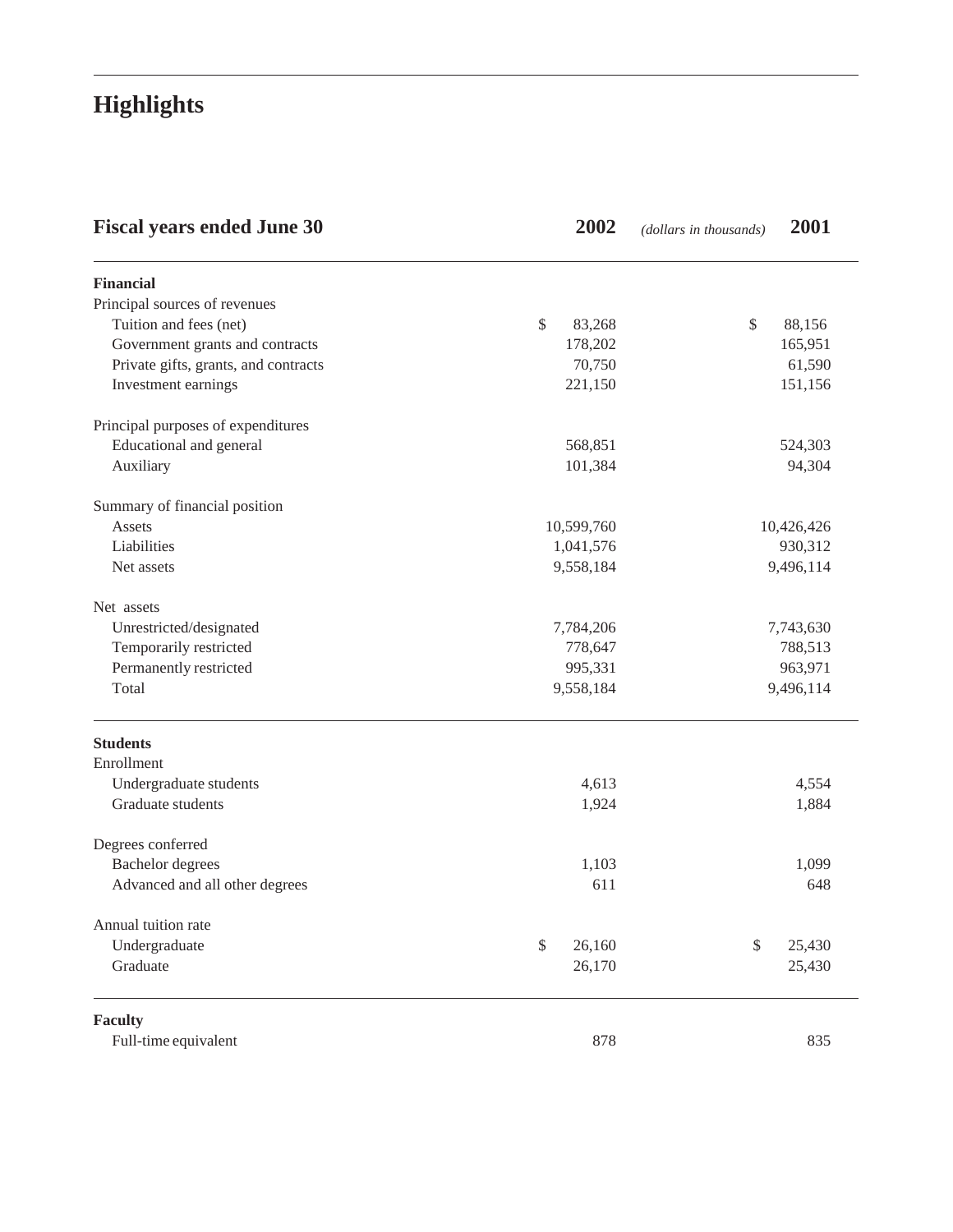# Highlights

| Fiscal years ended June 30 | 2002 | *(dollars in thousands)* | 2001 |
|---|---|---|---|
| **Financial** | | | |
| Principal sources of revenues | | | |
| Tuition and fees (net) | $ 83,268 | | $ 88,156 |
| Government grants and contracts | 178,202 | | 165,951 |
| Private gifts, grants, and contracts | 70,750 | | 61,590 |
| Investment earnings | 221,150 | | 151,156 |
| Principal purposes of expenditures | | | |
| Educational and general | 568,851 | | 524,303 |
| Auxiliary | 101,384 | | 94,304 |
| Summary of financial position | | | |
| Assets | 10,599,760 | | 10,426,426 |
| Liabilities | 1,041,576 | | 930,312 |
| Net assets | 9,558,184 | | 9,496,114 |
| Net assets | | | |
| Unrestricted/designated | 7,784,206 | | 7,743,630 |
| Temporarily restricted | 778,647 | | 788,513 |
| Permanently restricted | 995,331 | | 963,971 |
| Total | 9,558,184 | | 9,496,114 |
| **Students** | | | |
| Enrollment | | | |
| Undergraduate students | 4,613 | | 4,554 |
| Graduate students | 1,924 | | 1,884 |
| Degrees conferred | | | |
| Bachelor degrees | 1,103 | | 1,099 |
| Advanced and all other degrees | 611 | | 648 |
| Annual tuition rate | | | |
| Undergraduate | $ 26,160 | | $ 25,430 |
| Graduate | 26,170 | | 25,430 |
| **Faculty** | | | |
| Full-time equivalent | 878 | | 835 |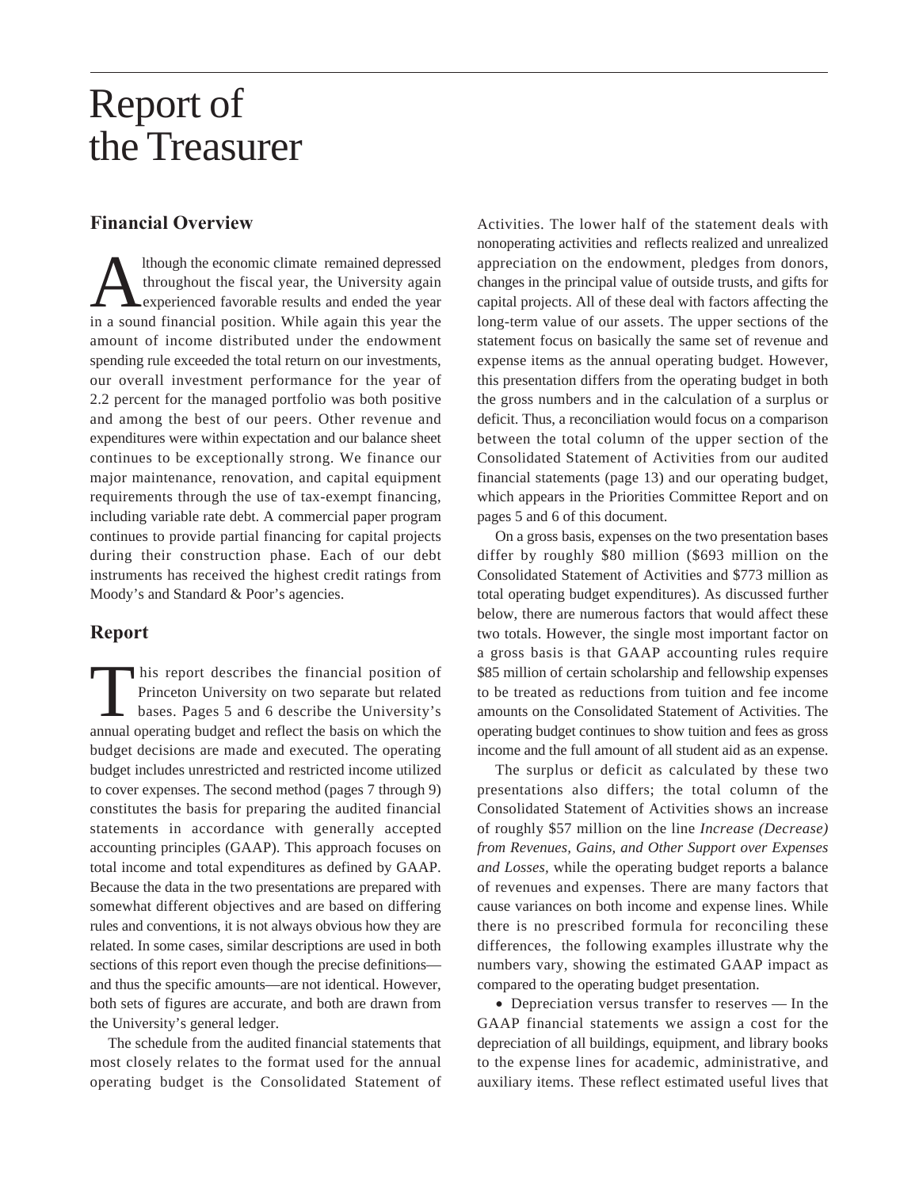# Report of the Treasurer

## Financial Overview

Although the economic climate remained depressed throughout the fiscal year, the University again experienced favorable results and ended the year in a sound financial position. While again this year the amount of income distributed under the endowment spending rule exceeded the total return on our investments, our overall investment performance for the year of 2.2 percent for the managed portfolio was both positive and among the best of our peers. Other revenue and expenditures were within expectation and our balance sheet continues to be exceptionally strong. We finance our major maintenance, renovation, and capital equipment requirements through the use of tax-exempt financing, including variable rate debt. A commercial paper program continues to provide partial financing for capital projects during their construction phase. Each of our debt instruments has received the highest credit ratings from Moody's and Standard & Poor's agencies.

## Report

This report describes the financial position of Princeton University on two separate but related bases. Pages 5 and 6 describe the University's annual operating budget and reflect the basis on which the budget decisions are made and executed. The operating budget includes unrestricted and restricted income utilized to cover expenses. The second method (pages 7 through 9) constitutes the basis for preparing the audited financial statements in accordance with generally accepted accounting principles (GAAP). This approach focuses on total income and total expenditures as defined by GAAP. Because the data in the two presentations are prepared with somewhat different objectives and are based on differing rules and conventions, it is not always obvious how they are related. In some cases, similar descriptions are used in both sections of this report even though the precise definitions—and thus the specific amounts—are not identical. However, both sets of figures are accurate, and both are drawn from the University's general ledger.

The schedule from the audited financial statements that most closely relates to the format used for the annual operating budget is the Consolidated Statement of Activities. The lower half of the statement deals with nonoperating activities and reflects realized and unrealized appreciation on the endowment, pledges from donors, changes in the principal value of outside trusts, and gifts for capital projects. All of these deal with factors affecting the long-term value of our assets. The upper sections of the statement focus on basically the same set of revenue and expense items as the annual operating budget. However, this presentation differs from the operating budget in both the gross numbers and in the calculation of a surplus or deficit. Thus, a reconciliation would focus on a comparison between the total column of the upper section of the Consolidated Statement of Activities from our audited financial statements (page 13) and our operating budget, which appears in the Priorities Committee Report and on pages 5 and 6 of this document.

On a gross basis, expenses on the two presentation bases differ by roughly $80 million ($693 million on the Consolidated Statement of Activities and $773 million as total operating budget expenditures). As discussed further below, there are numerous factors that would affect these two totals. However, the single most important factor on a gross basis is that GAAP accounting rules require $85 million of certain scholarship and fellowship expenses to be treated as reductions from tuition and fee income amounts on the Consolidated Statement of Activities. The operating budget continues to show tuition and fees as gross income and the full amount of all student aid as an expense.

The surplus or deficit as calculated by these two presentations also differs; the total column of the Consolidated Statement of Activities shows an increase of roughly $57 million on the line *Increase (Decrease) from Revenues, Gains, and Other Support over Expenses and Losses,* while the operating budget reports a balance of revenues and expenses. There are many factors that cause variances on both income and expense lines. While there is no prescribed formula for reconciling these differences, the following examples illustrate why the numbers vary, showing the estimated GAAP impact as compared to the operating budget presentation.

- Depreciation versus transfer to reserves — In the GAAP financial statements we assign a cost for the depreciation of all buildings, equipment, and library books to the expense lines for academic, administrative, and auxiliary items. These reflect estimated useful lives that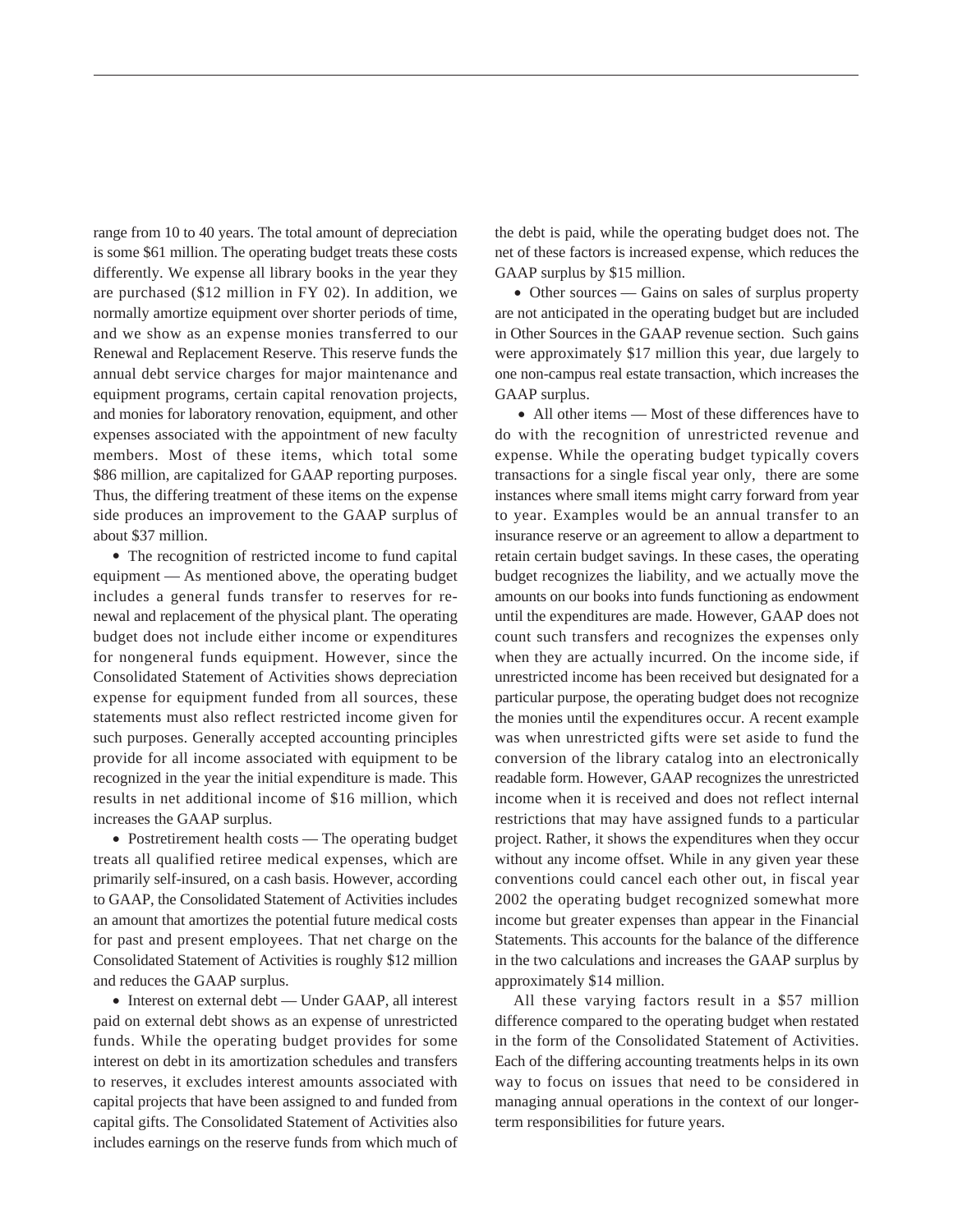range from 10 to 40 years. The total amount of depreciation is some $61 million. The operating budget treats these costs differently. We expense all library books in the year they are purchased ($12 million in FY 02). In addition, we normally amortize equipment over shorter periods of time, and we show as an expense monies transferred to our Renewal and Replacement Reserve. This reserve funds the annual debt service charges for major maintenance and equipment programs, certain capital renovation projects, and monies for laboratory renovation, equipment, and other expenses associated with the appointment of new faculty members. Most of these items, which total some $86 million, are capitalized for GAAP reporting purposes. Thus, the differing treatment of these items on the expense side produces an improvement to the GAAP surplus of about $37 million.

- The recognition of restricted income to fund capital equipment — As mentioned above, the operating budget includes a general funds transfer to reserves for renewal and replacement of the physical plant. The operating budget does not include either income or expenditures for nongeneral funds equipment. However, since the Consolidated Statement of Activities shows depreciation expense for equipment funded from all sources, these statements must also reflect restricted income given for such purposes. Generally accepted accounting principles provide for all income associated with equipment to be recognized in the year the initial expenditure is made. This results in net additional income of $16 million, which increases the GAAP surplus.

- Postretirement health costs — The operating budget treats all qualified retiree medical expenses, which are primarily self-insured, on a cash basis. However, according to GAAP, the Consolidated Statement of Activities includes an amount that amortizes the potential future medical costs for past and present employees. That net charge on the Consolidated Statement of Activities is roughly $12 million and reduces the GAAP surplus.

- Interest on external debt — Under GAAP, all interest paid on external debt shows as an expense of unrestricted funds. While the operating budget provides for some interest on debt in its amortization schedules and transfers to reserves, it excludes interest amounts associated with capital projects that have been assigned to and funded from capital gifts. The Consolidated Statement of Activities also includes earnings on the reserve funds from which much of the debt is paid, while the operating budget does not. The net of these factors is increased expense, which reduces the GAAP surplus by $15 million.

- Other sources — Gains on sales of surplus property are not anticipated in the operating budget but are included in Other Sources in the GAAP revenue section. Such gains were approximately $17 million this year, due largely to one non-campus real estate transaction, which increases the GAAP surplus.

- All other items — Most of these differences have to do with the recognition of unrestricted revenue and expense. While the operating budget typically covers transactions for a single fiscal year only, there are some instances where small items might carry forward from year to year. Examples would be an annual transfer to an insurance reserve or an agreement to allow a department to retain certain budget savings. In these cases, the operating budget recognizes the liability, and we actually move the amounts on our books into funds functioning as endowment until the expenditures are made. However, GAAP does not count such transfers and recognizes the expenses only when they are actually incurred. On the income side, if unrestricted income has been received but designated for a particular purpose, the operating budget does not recognize the monies until the expenditures occur. A recent example was when unrestricted gifts were set aside to fund the conversion of the library catalog into an electronically readable form. However, GAAP recognizes the unrestricted income when it is received and does not reflect internal restrictions that may have assigned funds to a particular project. Rather, it shows the expenditures when they occur without any income offset. While in any given year these conventions could cancel each other out, in fiscal year 2002 the operating budget recognized somewhat more income but greater expenses than appear in the Financial Statements. This accounts for the balance of the difference in the two calculations and increases the GAAP surplus by approximately $14 million.

All these varying factors result in a $57 million difference compared to the operating budget when restated in the form of the Consolidated Statement of Activities. Each of the differing accounting treatments helps in its own way to focus on issues that need to be considered in managing annual operations in the context of our longer-term responsibilities for future years.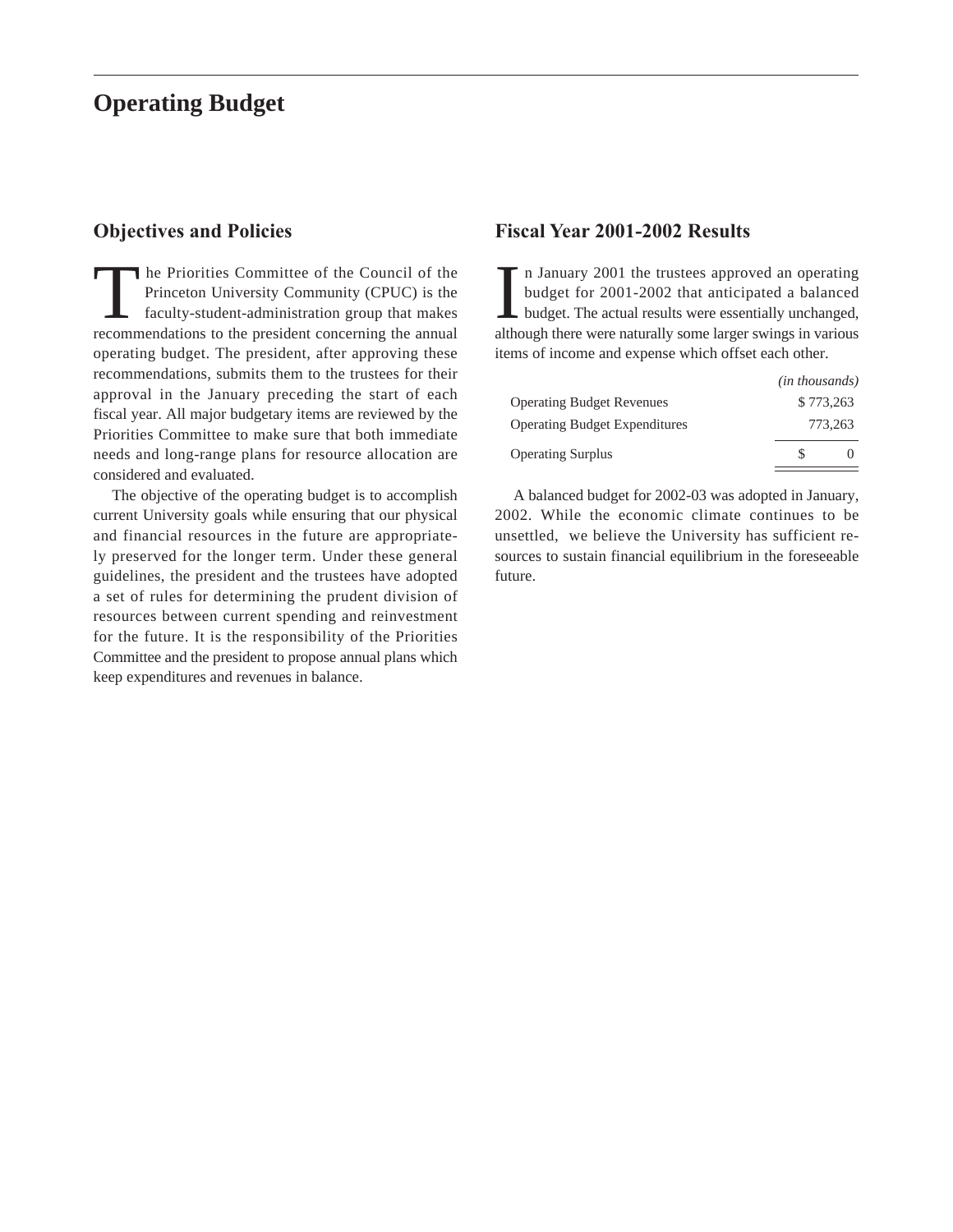# Operating Budget

## Objectives and Policies

The Priorities Committee of the Council of the Princeton University Community (CPUC) is the faculty-student-administration group that makes recommendations to the president concerning the annual operating budget. The president, after approving these recommendations, submits them to the trustees for their approval in the January preceding the start of each fiscal year. All major budgetary items are reviewed by the Priorities Committee to make sure that both immediate needs and long-range plans for resource allocation are considered and evaluated.

The objective of the operating budget is to accomplish current University goals while ensuring that our physical and financial resources in the future are appropriately preserved for the longer term. Under these general guidelines, the president and the trustees have adopted a set of rules for determining the prudent division of resources between current spending and reinvestment for the future. It is the responsibility of the Priorities Committee and the president to propose annual plans which keep expenditures and revenues in balance.

## Fiscal Year 2001-2002 Results

In January 2001 the trustees approved an operating budget for 2001-2002 that anticipated a balanced budget. The actual results were essentially unchanged, although there were naturally some larger swings in various items of income and expense which offset each other.

| | *(in thousands)* |
|---|---|
| Operating Budget Revenues | $ 773,263 |
| Operating Budget Expenditures | 773,263 |
| Operating Surplus | $ 0 |

A balanced budget for 2002-03 was adopted in January, 2002. While the economic climate continues to be unsettled, we believe the University has sufficient resources to sustain financial equilibrium in the foreseeable future.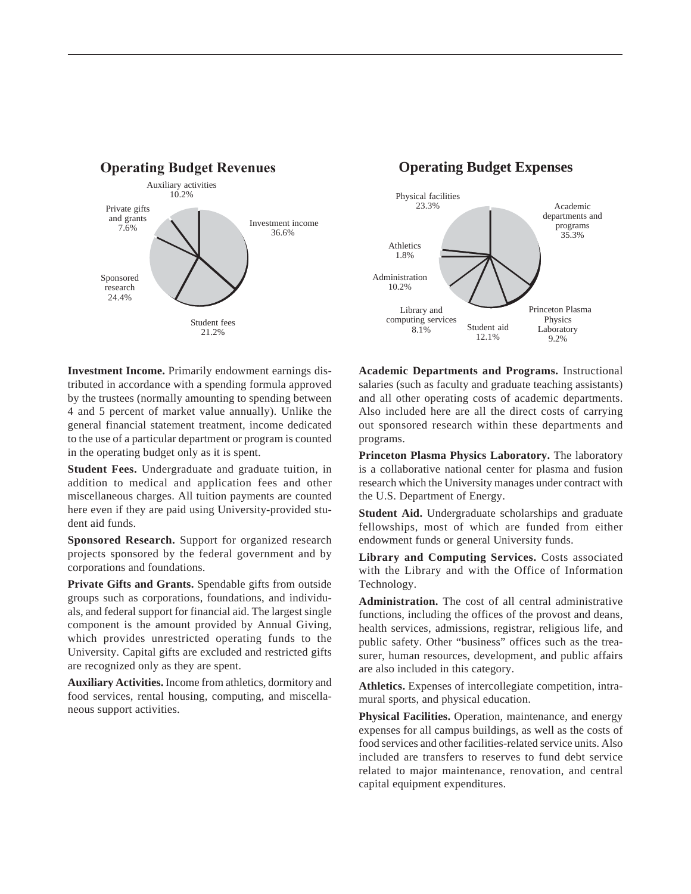## Operating Budget Revenues

Auxiliary activities 10.2%

Private gifts and grants 7.6%

Investment income 36.6%

Sponsored research 24.4%

Student fees 21.2%

## Operating Budget Expenses

Physical facilities 23.3%

Academic departments and programs 35.3%

Athletics 1.8%

Administration 10.2%

Library and computing services 8.1%

Student aid 12.1%

Princeton Plasma Physics Laboratory 9.2%

**Investment Income.** Primarily endowment earnings distributed in accordance with a spending formula approved by the trustees (normally amounting to spending between 4 and 5 percent of market value annually). Unlike the general financial statement treatment, income dedicated to the use of a particular department or program is counted in the operating budget only as it is spent.

**Student Fees.** Undergraduate and graduate tuition, in addition to medical and application fees and other miscellaneous charges. All tuition payments are counted here even if they are paid using University-provided student aid funds.

**Sponsored Research.** Support for organized research projects sponsored by the federal government and by corporations and foundations.

**Private Gifts and Grants.** Spendable gifts from outside groups such as corporations, foundations, and individuals, and federal support for financial aid. The largest single component is the amount provided by Annual Giving, which provides unrestricted operating funds to the University. Capital gifts are excluded and restricted gifts are recognized only as they are spent.

**Auxiliary Activities.** Income from athletics, dormitory and food services, rental housing, computing, and miscellaneous support activities.

**Academic Departments and Programs.** Instructional salaries (such as faculty and graduate teaching assistants) and all other operating costs of academic departments. Also included here are all the direct costs of carrying out sponsored research within these departments and programs.

**Princeton Plasma Physics Laboratory.** The laboratory is a collaborative national center for plasma and fusion research which the University manages under contract with the U.S. Department of Energy.

**Student Aid.** Undergraduate scholarships and graduate fellowships, most of which are funded from either endowment funds or general University funds.

**Library and Computing Services.** Costs associated with the Library and with the Office of Information Technology.

**Administration.** The cost of all central administrative functions, including the offices of the provost and deans, health services, admissions, registrar, religious life, and public safety. Other "business" offices such as the treasurer, human resources, development, and public affairs are also included in this category.

**Athletics.** Expenses of intercollegiate competition, intramural sports, and physical education.

**Physical Facilities.** Operation, maintenance, and energy expenses for all campus buildings, as well as the costs of food services and other facilities-related service units. Also included are transfers to reserves to fund debt service related to major maintenance, renovation, and central capital equipment expenditures.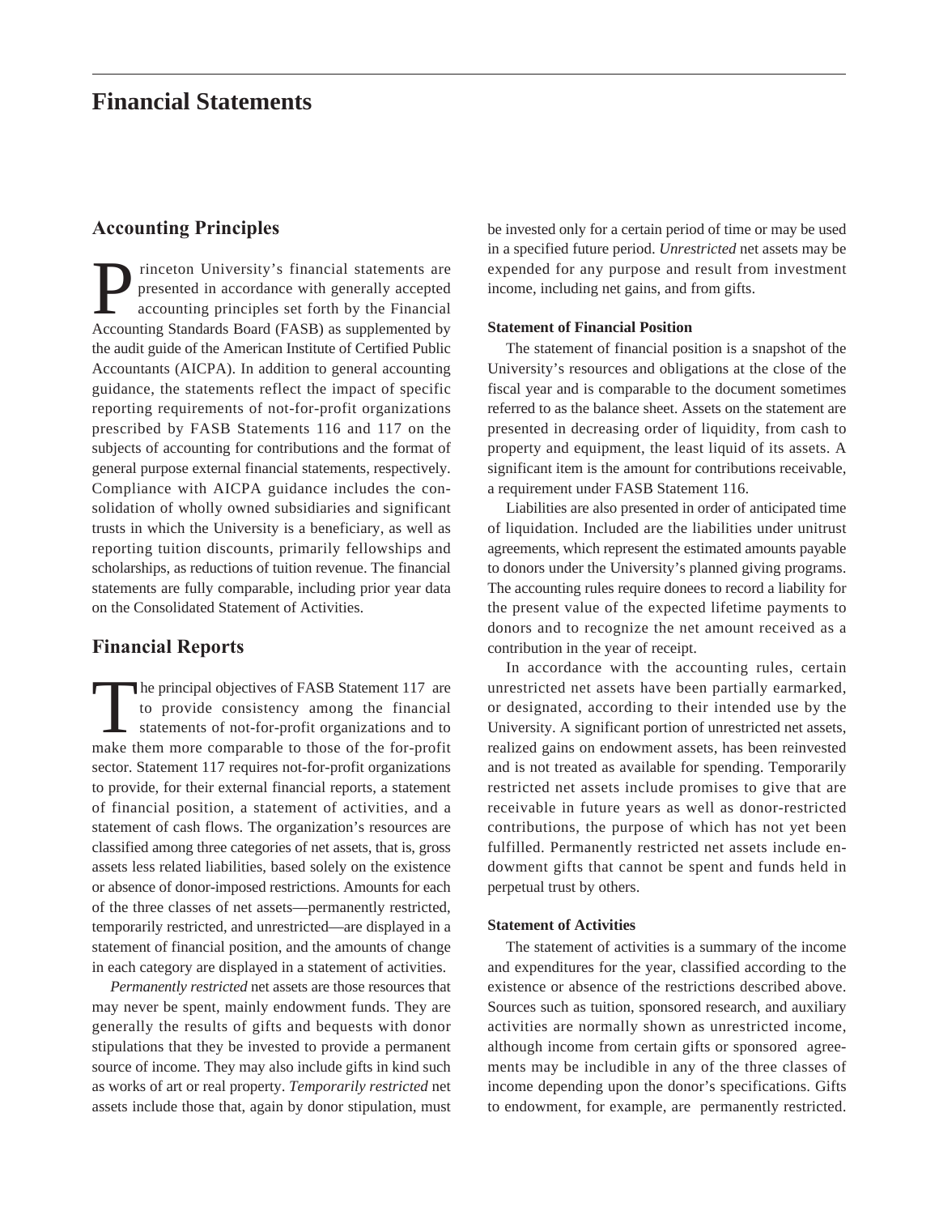# Financial Statements

## Accounting Principles

Princeton University's financial statements are presented in accordance with generally accepted accounting principles set forth by the Financial Accounting Standards Board (FASB) as supplemented by the audit guide of the American Institute of Certified Public Accountants (AICPA). In addition to general accounting guidance, the statements reflect the impact of specific reporting requirements of not-for-profit organizations prescribed by FASB Statements 116 and 117 on the subjects of accounting for contributions and the format of general purpose external financial statements, respectively. Compliance with AICPA guidance includes the consolidation of wholly owned subsidiaries and significant trusts in which the University is a beneficiary, as well as reporting tuition discounts, primarily fellowships and scholarships, as reductions of tuition revenue. The financial statements are fully comparable, including prior year data on the Consolidated Statement of Activities.

## Financial Reports

The principal objectives of FASB Statement 117 are to provide consistency among the financial statements of not-for-profit organizations and to make them more comparable to those of the for-profit sector. Statement 117 requires not-for-profit organizations to provide, for their external financial reports, a statement of financial position, a statement of activities, and a statement of cash flows. The organization's resources are classified among three categories of net assets, that is, gross assets less related liabilities, based solely on the existence or absence of donor-imposed restrictions. Amounts for each of the three classes of net assets—permanently restricted, temporarily restricted, and unrestricted—are displayed in a statement of financial position, and the amounts of change in each category are displayed in a statement of activities.

*Permanently restricted* net assets are those resources that may never be spent, mainly endowment funds. They are generally the results of gifts and bequests with donor stipulations that they be invested to provide a permanent source of income. They may also include gifts in kind such as works of art or real property. *Temporarily restricted* net assets include those that, again by donor stipulation, must be invested only for a certain period of time or may be used in a specified future period. *Unrestricted* net assets may be expended for any purpose and result from investment income, including net gains, and from gifts.

**Statement of Financial Position**

The statement of financial position is a snapshot of the University's resources and obligations at the close of the fiscal year and is comparable to the document sometimes referred to as the balance sheet. Assets on the statement are presented in decreasing order of liquidity, from cash to property and equipment, the least liquid of its assets. A significant item is the amount for contributions receivable, a requirement under FASB Statement 116.

Liabilities are also presented in order of anticipated time of liquidation. Included are the liabilities under unitrust agreements, which represent the estimated amounts payable to donors under the University's planned giving programs. The accounting rules require donees to record a liability for the present value of the expected lifetime payments to donors and to recognize the net amount received as a contribution in the year of receipt.

In accordance with the accounting rules, certain unrestricted net assets have been partially earmarked, or designated, according to their intended use by the University. A significant portion of unrestricted net assets, realized gains on endowment assets, has been reinvested and is not treated as available for spending. Temporarily restricted net assets include promises to give that are receivable in future years as well as donor-restricted contributions, the purpose of which has not yet been fulfilled. Permanently restricted net assets include endowment gifts that cannot be spent and funds held in perpetual trust by others.

**Statement of Activities**

The statement of activities is a summary of the income and expenditures for the year, classified according to the existence or absence of the restrictions described above. Sources such as tuition, sponsored research, and auxiliary activities are normally shown as unrestricted income, although income from certain gifts or sponsored agreements may be includible in any of the three classes of income depending upon the donor's specifications. Gifts to endowment, for example, are permanently restricted.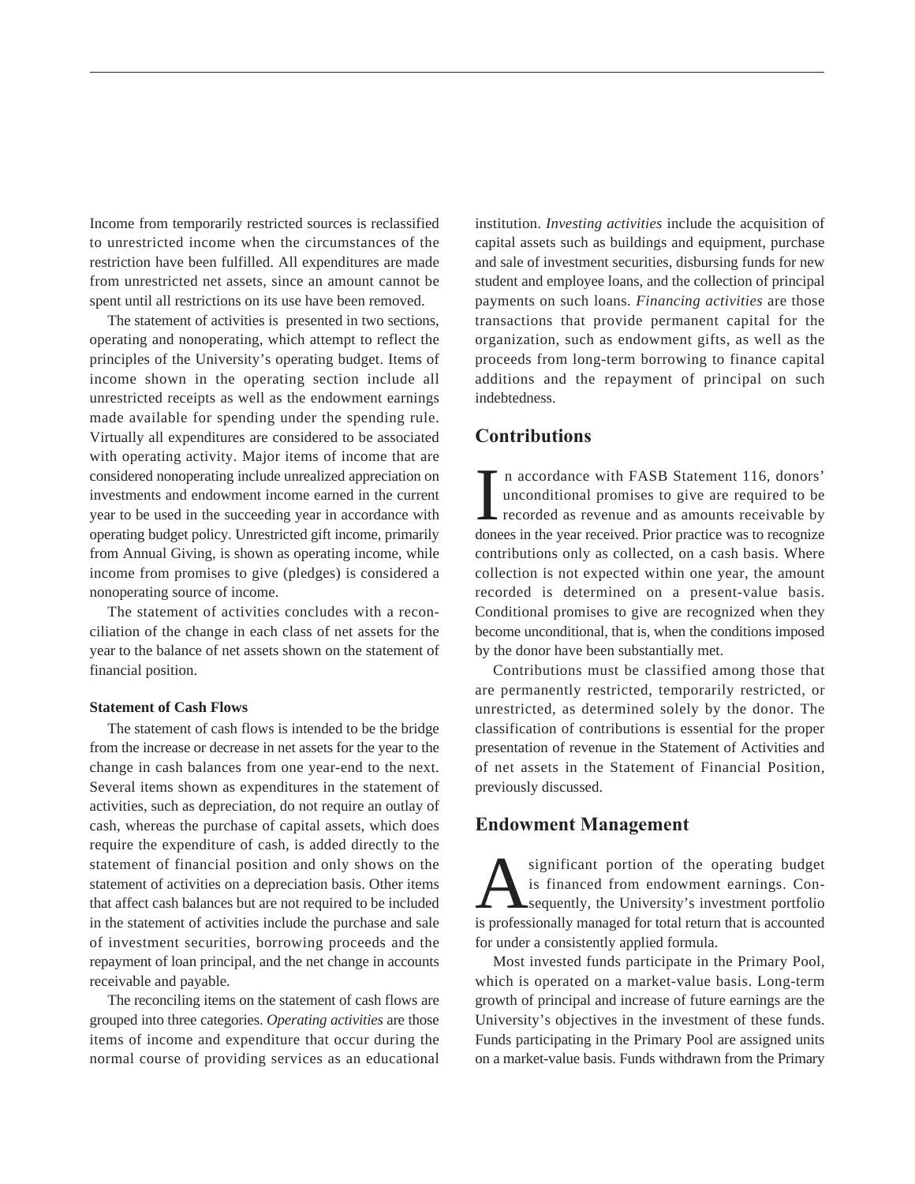Income from temporarily restricted sources is reclassified to unrestricted income when the circumstances of the restriction have been fulfilled. All expenditures are made from unrestricted net assets, since an amount cannot be spent until all restrictions on its use have been removed.

The statement of activities is presented in two sections, operating and nonoperating, which attempt to reflect the principles of the University's operating budget. Items of income shown in the operating section include all unrestricted receipts as well as the endowment earnings made available for spending under the spending rule. Virtually all expenditures are considered to be associated with operating activity. Major items of income that are considered nonoperating include unrealized appreciation on investments and endowment income earned in the current year to be used in the succeeding year in accordance with operating budget policy. Unrestricted gift income, primarily from Annual Giving, is shown as operating income, while income from promises to give (pledges) is considered a nonoperating source of income.

The statement of activities concludes with a reconciliation of the change in each class of net assets for the year to the balance of net assets shown on the statement of financial position.

#### Statement of Cash Flows

The statement of cash flows is intended to be the bridge from the increase or decrease in net assets for the year to the change in cash balances from one year-end to the next. Several items shown as expenditures in the statement of activities, such as depreciation, do not require an outlay of cash, whereas the purchase of capital assets, which does require the expenditure of cash, is added directly to the statement of financial position and only shows on the statement of activities on a depreciation basis. Other items that affect cash balances but are not required to be included in the statement of activities include the purchase and sale of investment securities, borrowing proceeds and the repayment of loan principal, and the net change in accounts receivable and payable.

The reconciling items on the statement of cash flows are grouped into three categories. *Operating activities* are those items of income and expenditure that occur during the normal course of providing services as an educational institution. *Investing activities* include the acquisition of capital assets such as buildings and equipment, purchase and sale of investment securities, disbursing funds for new student and employee loans, and the collection of principal payments on such loans. *Financing activities* are those transactions that provide permanent capital for the organization, such as endowment gifts, as well as the proceeds from long-term borrowing to finance capital additions and the repayment of principal on such indebtedness.

## Contributions

In accordance with FASB Statement 116, donors' unconditional promises to give are required to be recorded as revenue and as amounts receivable by donees in the year received. Prior practice was to recognize contributions only as collected, on a cash basis. Where collection is not expected within one year, the amount recorded is determined on a present-value basis. Conditional promises to give are recognized when they become unconditional, that is, when the conditions imposed by the donor have been substantially met.

Contributions must be classified among those that are permanently restricted, temporarily restricted, or unrestricted, as determined solely by the donor. The classification of contributions is essential for the proper presentation of revenue in the Statement of Activities and of net assets in the Statement of Financial Position, previously discussed.

## Endowment Management

A significant portion of the operating budget is financed from endowment earnings. Consequently, the University's investment portfolio is professionally managed for total return that is accounted for under a consistently applied formula.

Most invested funds participate in the Primary Pool, which is operated on a market-value basis. Long-term growth of principal and increase of future earnings are the University's objectives in the investment of these funds. Funds participating in the Primary Pool are assigned units on a market-value basis. Funds withdrawn from the Primary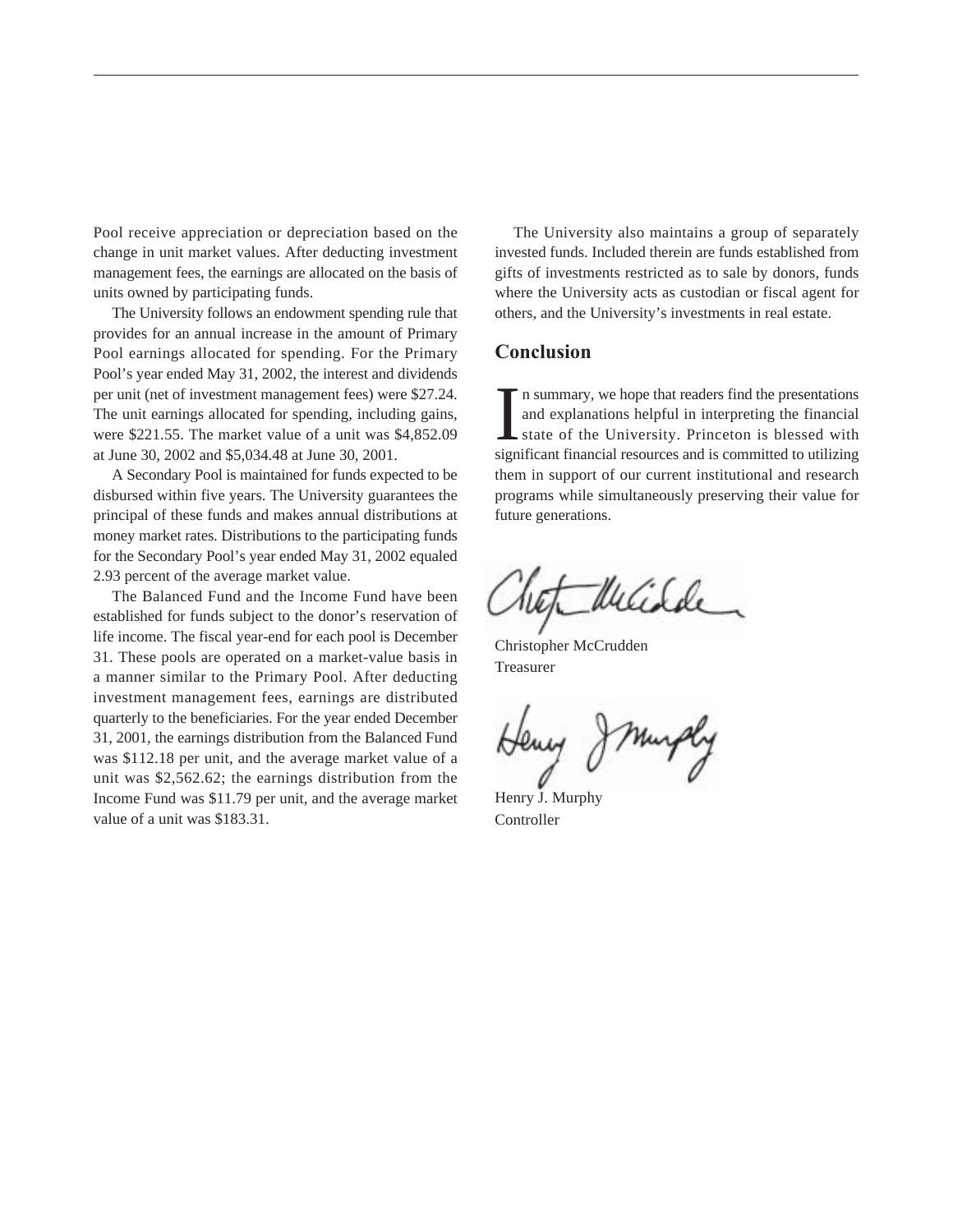Pool receive appreciation or depreciation based on the change in unit market values. After deducting investment management fees, the earnings are allocated on the basis of units owned by participating funds.

The University follows an endowment spending rule that provides for an annual increase in the amount of Primary Pool earnings allocated for spending. For the Primary Pool's year ended May 31, 2002, the interest and dividends per unit (net of investment management fees) were $27.24. The unit earnings allocated for spending, including gains, were $221.55. The market value of a unit was $4,852.09 at June 30, 2002 and $5,034.48 at June 30, 2001.

A Secondary Pool is maintained for funds expected to be disbursed within five years. The University guarantees the principal of these funds and makes annual distributions at money market rates. Distributions to the participating funds for the Secondary Pool's year ended May 31, 2002 equaled 2.93 percent of the average market value.

The Balanced Fund and the Income Fund have been established for funds subject to the donor's reservation of life income. The fiscal year-end for each pool is December 31. These pools are operated on a market-value basis in a manner similar to the Primary Pool. After deducting investment management fees, earnings are distributed quarterly to the beneficiaries. For the year ended December 31, 2001, the earnings distribution from the Balanced Fund was $112.18 per unit, and the average market value of a unit was $2,562.62; the earnings distribution from the Income Fund was $11.79 per unit, and the average market value of a unit was $183.31.

The University also maintains a group of separately invested funds. Included therein are funds established from gifts of investments restricted as to sale by donors, funds where the University acts as custodian or fiscal agent for others, and the University's investments in real estate.

## Conclusion

In summary, we hope that readers find the presentations and explanations helpful in interpreting the financial state of the University. Princeton is blessed with significant financial resources and is committed to utilizing them in support of our current institutional and research programs while simultaneously preserving their value for future generations.

Christopher McCrudden
Treasurer

Henry J. Murphy
Controller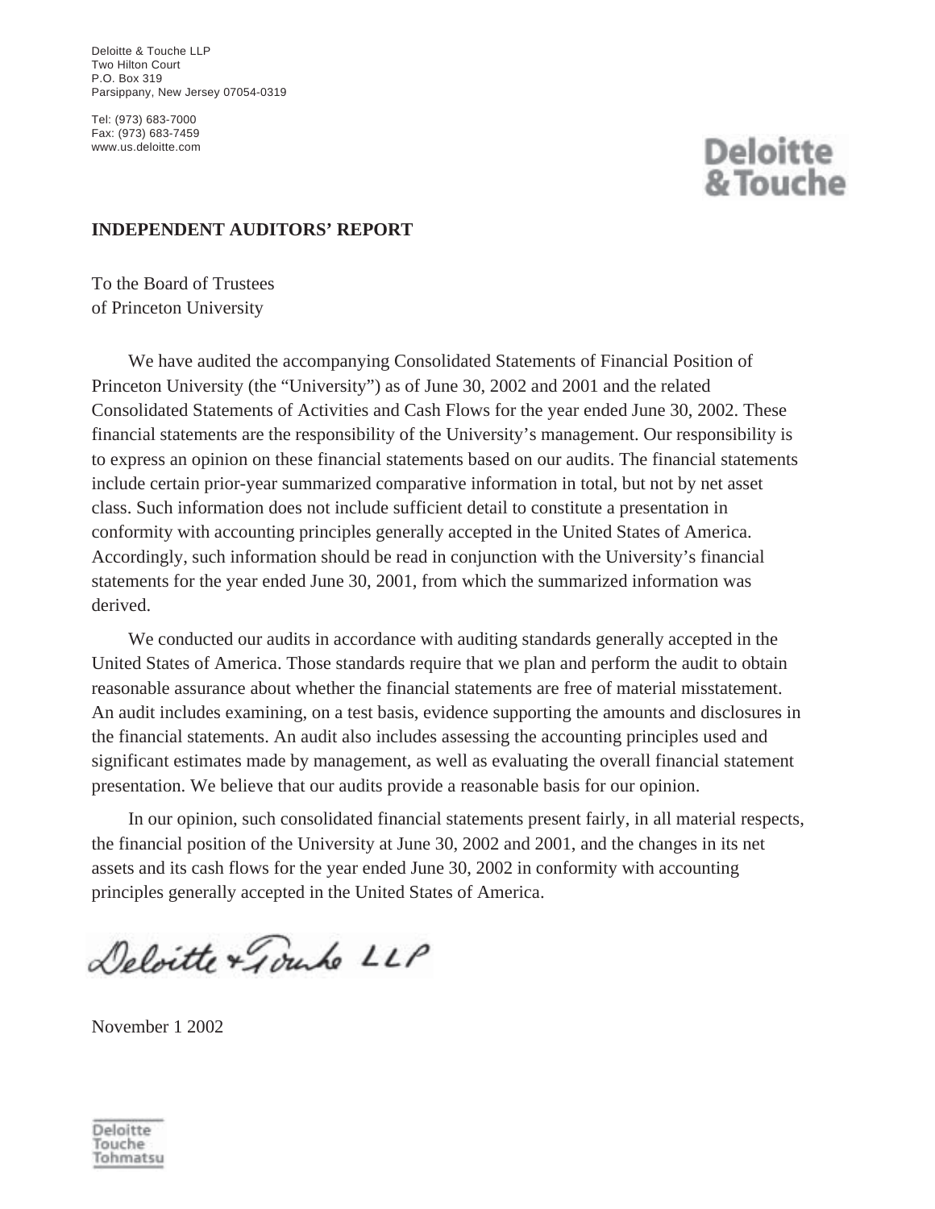Deloitte & Touche LLP
Two Hilton Court
P.O. Box 319
Parsippany, New Jersey 07054-0319

Tel: (973) 683-7000
Fax: (973) 683-7459
www.us.deloitte.com

**Deloitte & Touche**

## INDEPENDENT AUDITORS' REPORT

To the Board of Trustees
of Princeton University

We have audited the accompanying Consolidated Statements of Financial Position of Princeton University (the "University") as of June 30, 2002 and 2001 and the related Consolidated Statements of Activities and Cash Flows for the year ended June 30, 2002. These financial statements are the responsibility of the University's management. Our responsibility is to express an opinion on these financial statements based on our audits. The financial statements include certain prior-year summarized comparative information in total, but not by net asset class. Such information does not include sufficient detail to constitute a presentation in conformity with accounting principles generally accepted in the United States of America. Accordingly, such information should be read in conjunction with the University's financial statements for the year ended June 30, 2001, from which the summarized information was derived.

We conducted our audits in accordance with auditing standards generally accepted in the United States of America. Those standards require that we plan and perform the audit to obtain reasonable assurance about whether the financial statements are free of material misstatement. An audit includes examining, on a test basis, evidence supporting the amounts and disclosures in the financial statements. An audit also includes assessing the accounting principles used and significant estimates made by management, as well as evaluating the overall financial statement presentation. We believe that our audits provide a reasonable basis for our opinion.

In our opinion, such consolidated financial statements present fairly, in all material respects, the financial position of the University at June 30, 2002 and 2001, and the changes in its net assets and its cash flows for the year ended June 30, 2002 in conformity with accounting principles generally accepted in the United States of America.

Deloitte & Touche LLP

November 1 2002

Deloitte Touche Tohmatsu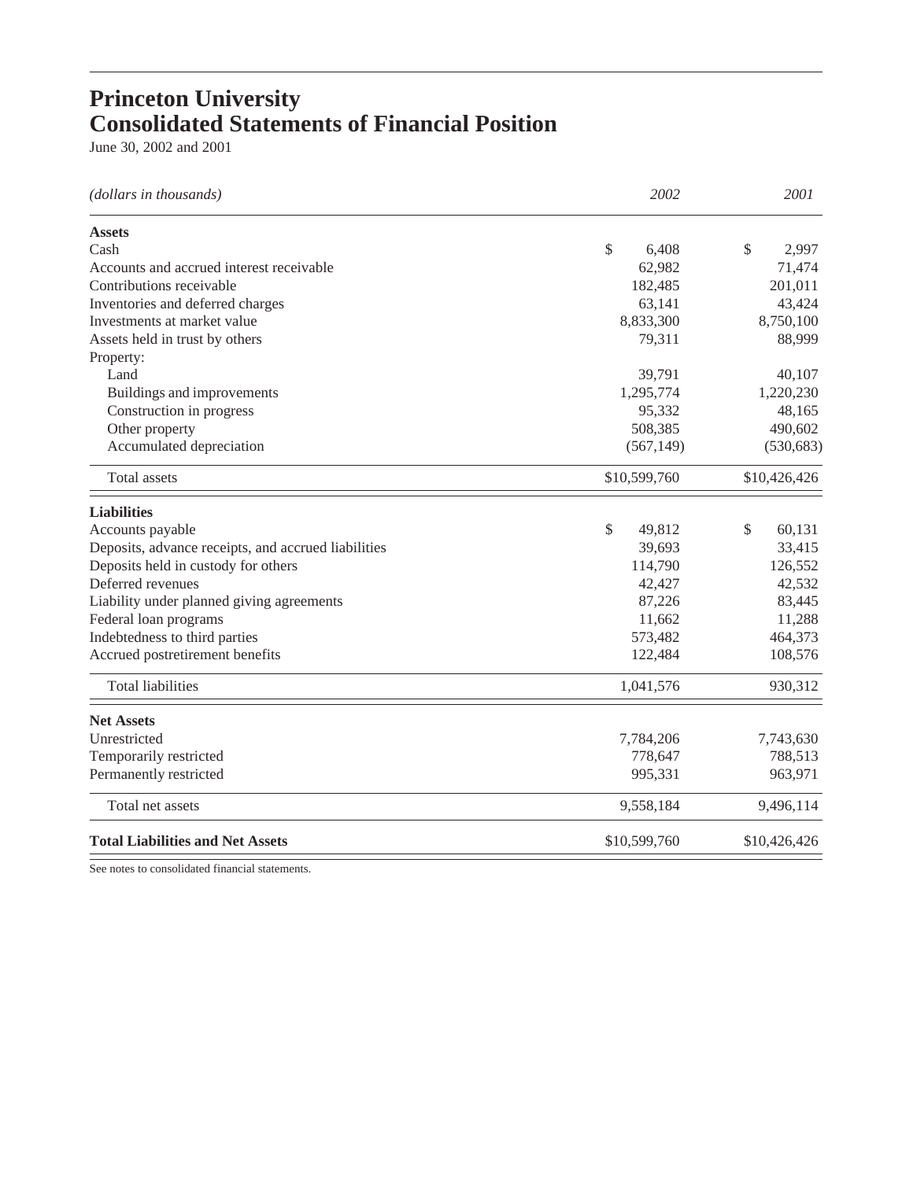# Princeton University
# Consolidated Statements of Financial Position

June 30, 2002 and 2001

| *(dollars in thousands)* | *2002* | *2001* |
|---|---|---|
| **Assets** | | |
| Cash | $ 6,408 | $ 2,997 |
| Accounts and accrued interest receivable | 62,982 | 71,474 |
| Contributions receivable | 182,485 | 201,011 |
| Inventories and deferred charges | 63,141 | 43,424 |
| Investments at market value | 8,833,300 | 8,750,100 |
| Assets held in trust by others | 79,311 | 88,999 |
| Property: | | |
| Land | 39,791 | 40,107 |
| Buildings and improvements | 1,295,774 | 1,220,230 |
| Construction in progress | 95,332 | 48,165 |
| Other property | 508,385 | 490,602 |
| Accumulated depreciation | (567,149) | (530,683) |
| Total assets | $10,599,760 | $10,426,426 |
| **Liabilities** | | |
| Accounts payable | $ 49,812 | $ 60,131 |
| Deposits, advance receipts, and accrued liabilities | 39,693 | 33,415 |
| Deposits held in custody for others | 114,790 | 126,552 |
| Deferred revenues | 42,427 | 42,532 |
| Liability under planned giving agreements | 87,226 | 83,445 |
| Federal loan programs | 11,662 | 11,288 |
| Indebtedness to third parties | 573,482 | 464,373 |
| Accrued postretirement benefits | 122,484 | 108,576 |
| Total liabilities | 1,041,576 | 930,312 |
| **Net Assets** | | |
| Unrestricted | 7,784,206 | 7,743,630 |
| Temporarily restricted | 778,647 | 788,513 |
| Permanently restricted | 995,331 | 963,971 |
| Total net assets | 9,558,184 | 9,496,114 |
| **Total Liabilities and Net Assets** | $10,599,760 | $10,426,426 |

See notes to consolidated financial statements.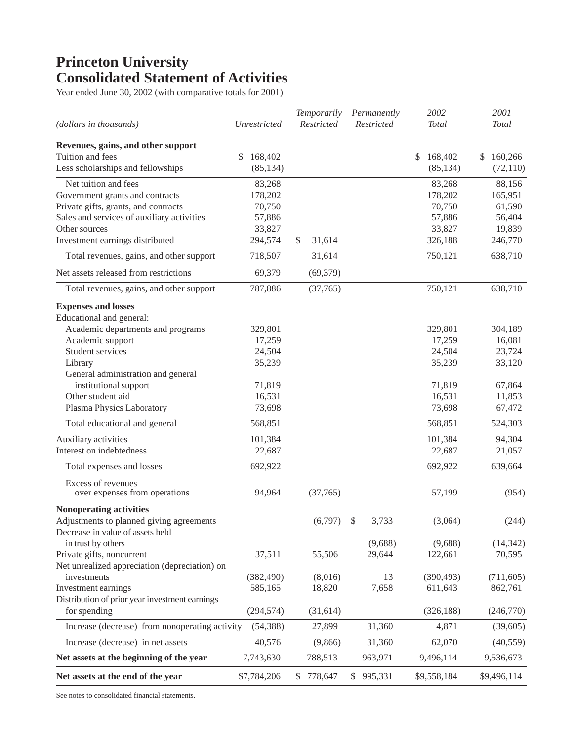# Princeton University
# Consolidated Statement of Activities

Year ended June 30, 2002 (with comparative totals for 2001)

| *(dollars in thousands)* | *Unrestricted* | *Temporarily Restricted* | *Permanently Restricted* | *2002 Total* | *2001 Total* |
|---|---|---|---|---|---|
| **Revenues, gains, and other support** | | | | | |
| Tuition and fees | $ 168,402 | | | $ 168,402 | $ 160,266 |
| Less scholarships and fellowships | (85,134) | | | (85,134) | (72,110) |
| Net tuition and fees | 83,268 | | | 83,268 | 88,156 |
| Government grants and contracts | 178,202 | | | 178,202 | 165,951 |
| Private gifts, grants, and contracts | 70,750 | | | 70,750 | 61,590 |
| Sales and services of auxiliary activities | 57,886 | | | 57,886 | 56,404 |
| Other sources | 33,827 | | | 33,827 | 19,839 |
| Investment earnings distributed | 294,574 | $ 31,614 | | 326,188 | 246,770 |
| Total revenues, gains, and other support | 718,507 | 31,614 | | 750,121 | 638,710 |
| Net assets released from restrictions | 69,379 | (69,379) | | | |
| Total revenues, gains, and other support | 787,886 | (37,765) | | 750,121 | 638,710 |
| **Expenses and losses** | | | | | |
| Educational and general: | | | | | |
| Academic departments and programs | 329,801 | | | 329,801 | 304,189 |
| Academic support | 17,259 | | | 17,259 | 16,081 |
| Student services | 24,504 | | | 24,504 | 23,724 |
| Library | 35,239 | | | 35,239 | 33,120 |
| General administration and general institutional support | 71,819 | | | 71,819 | 67,864 |
| Other student aid | 16,531 | | | 16,531 | 11,853 |
| Plasma Physics Laboratory | 73,698 | | | 73,698 | 67,472 |
| Total educational and general | 568,851 | | | 568,851 | 524,303 |
| Auxiliary activities | 101,384 | | | 101,384 | 94,304 |
| Interest on indebtedness | 22,687 | | | 22,687 | 21,057 |
| Total expenses and losses | 692,922 | | | 692,922 | 639,664 |
| Excess of revenues over expenses from operations | 94,964 | (37,765) | | 57,199 | (954) |
| **Nonoperating activities** | | | | | |
| Adjustments to planned giving agreements | | (6,797) | $ 3,733 | (3,064) | (244) |
| Decrease in value of assets held in trust by others | | | (9,688) | (9,688) | (14,342) |
| Private gifts, noncurrent | 37,511 | 55,506 | 29,644 | 122,661 | 70,595 |
| Net unrealized appreciation (depreciation) on investments | (382,490) | (8,016) | 13 | (390,493) | (711,605) |
| Investment earnings | 585,165 | 18,820 | 7,658 | 611,643 | 862,761 |
| Distribution of prior year investment earnings for spending | (294,574) | (31,614) | | (326,188) | (246,770) |
| Increase (decrease) from nonoperating activity | (54,388) | 27,899 | 31,360 | 4,871 | (39,605) |
| Increase (decrease) in net assets | 40,576 | (9,866) | 31,360 | 62,070 | (40,559) |
| **Net assets at the beginning of the year** | 7,743,630 | 788,513 | 963,971 | 9,496,114 | 9,536,673 |
| **Net assets at the end of the year** | $7,784,206 | $ 778,647 | $ 995,331 | $9,558,184 | $9,496,114 |

See notes to consolidated financial statements.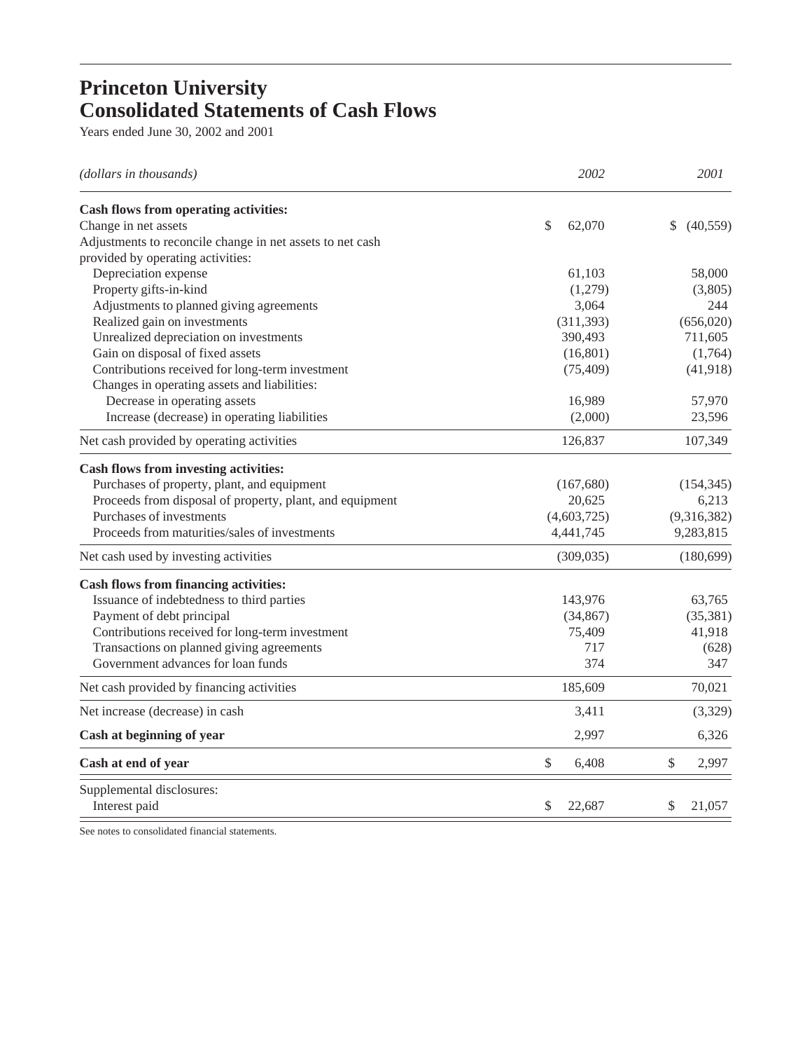# Princeton University
# Consolidated Statements of Cash Flows

Years ended June 30, 2002 and 2001

| *(dollars in thousands)* | *2002* | *2001* |
|---|---|---|
| **Cash flows from operating activities:** | | |
| Change in net assets | $ 62,070 | $ (40,559) |
| Adjustments to reconcile change in net assets to net cash provided by operating activities: | | |
| Depreciation expense | 61,103 | 58,000 |
| Property gifts-in-kind | (1,279) | (3,805) |
| Adjustments to planned giving agreements | 3,064 | 244 |
| Realized gain on investments | (311,393) | (656,020) |
| Unrealized depreciation on investments | 390,493 | 711,605 |
| Gain on disposal of fixed assets | (16,801) | (1,764) |
| Contributions received for long-term investment | (75,409) | (41,918) |
| Changes in operating assets and liabilities: | | |
| Decrease in operating assets | 16,989 | 57,970 |
| Increase (decrease) in operating liabilities | (2,000) | 23,596 |
| Net cash provided by operating activities | 126,837 | 107,349 |
| **Cash flows from investing activities:** | | |
| Purchases of property, plant, and equipment | (167,680) | (154,345) |
| Proceeds from disposal of property, plant, and equipment | 20,625 | 6,213 |
| Purchases of investments | (4,603,725) | (9,316,382) |
| Proceeds from maturities/sales of investments | 4,441,745 | 9,283,815 |
| Net cash used by investing activities | (309,035) | (180,699) |
| **Cash flows from financing activities:** | | |
| Issuance of indebtedness to third parties | 143,976 | 63,765 |
| Payment of debt principal | (34,867) | (35,381) |
| Contributions received for long-term investment | 75,409 | 41,918 |
| Transactions on planned giving agreements | 717 | (628) |
| Government advances for loan funds | 374 | 347 |
| Net cash provided by financing activities | 185,609 | 70,021 |
| Net increase (decrease) in cash | 3,411 | (3,329) |
| **Cash at beginning of year** | 2,997 | 6,326 |
| **Cash at end of year** | $ 6,408 | $ 2,997 |
| Supplemental disclosures: | | |
| Interest paid | $ 22,687 | $ 21,057 |

See notes to consolidated financial statements.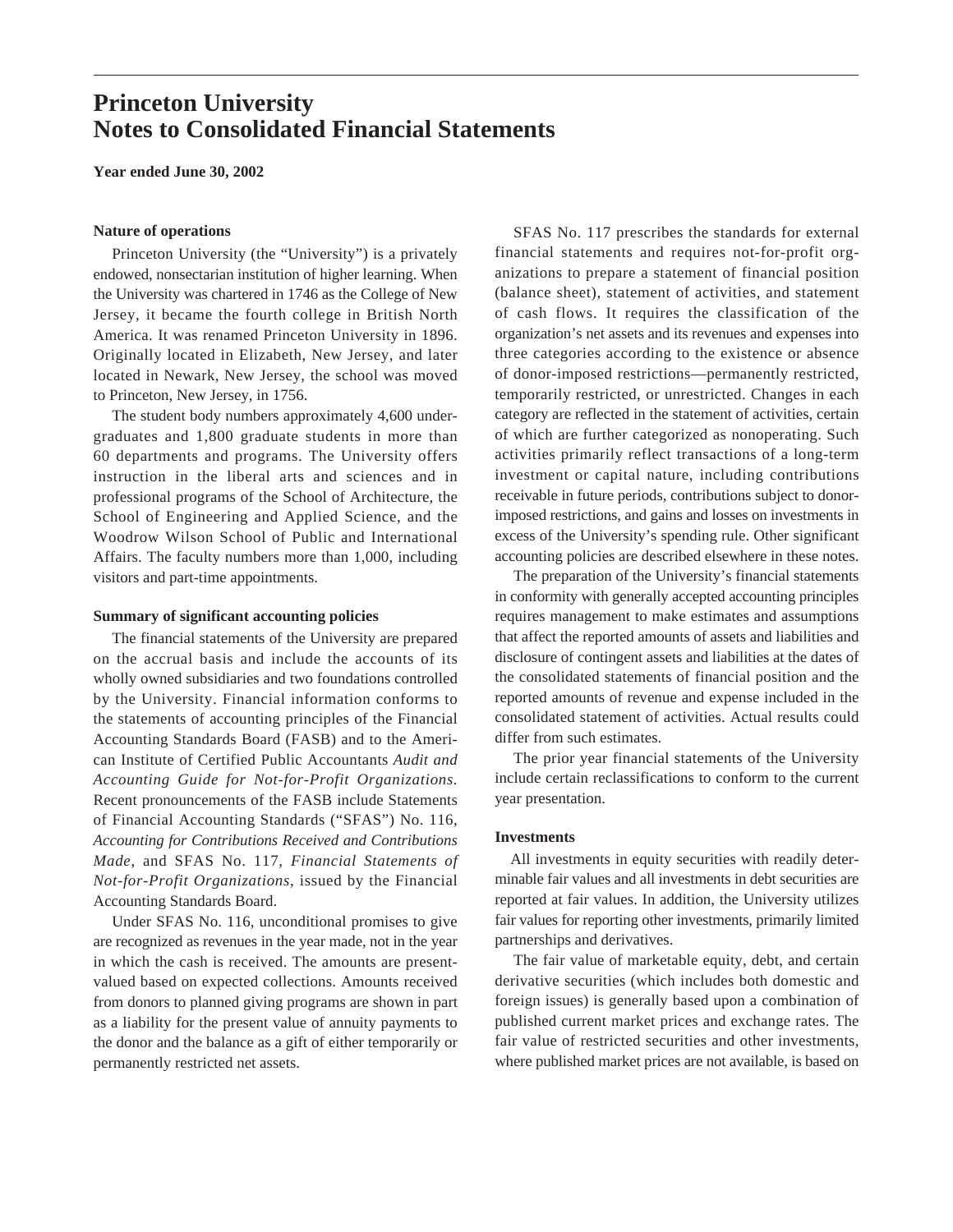# Princeton University
# Notes to Consolidated Financial Statements

**Year ended June 30, 2002**

### Nature of operations

Princeton University (the "University") is a privately endowed, nonsectarian institution of higher learning. When the University was chartered in 1746 as the College of New Jersey, it became the fourth college in British North America. It was renamed Princeton University in 1896. Originally located in Elizabeth, New Jersey, and later located in Newark, New Jersey, the school was moved to Princeton, New Jersey, in 1756.

The student body numbers approximately 4,600 undergraduates and 1,800 graduate students in more than 60 departments and programs. The University offers instruction in the liberal arts and sciences and in professional programs of the School of Architecture, the School of Engineering and Applied Science, and the Woodrow Wilson School of Public and International Affairs. The faculty numbers more than 1,000, including visitors and part-time appointments.

### Summary of significant accounting policies

The financial statements of the University are prepared on the accrual basis and include the accounts of its wholly owned subsidiaries and two foundations controlled by the University. Financial information conforms to the statements of accounting principles of the Financial Accounting Standards Board (FASB) and to the American Institute of Certified Public Accountants *Audit and Accounting Guide for Not-for-Profit Organizations.* Recent pronouncements of the FASB include Statements of Financial Accounting Standards ("SFAS") No. 116, *Accounting for Contributions Received and Contributions Made*, and SFAS No. 117, *Financial Statements of Not-for-Profit Organizations*, issued by the Financial Accounting Standards Board.

Under SFAS No. 116, unconditional promises to give are recognized as revenues in the year made, not in the year in which the cash is received. The amounts are present-valued based on expected collections. Amounts received from donors to planned giving programs are shown in part as a liability for the present value of annuity payments to the donor and the balance as a gift of either temporarily or permanently restricted net assets.

SFAS No. 117 prescribes the standards for external financial statements and requires not-for-profit organizations to prepare a statement of financial position (balance sheet), statement of activities, and statement of cash flows. It requires the classification of the organization's net assets and its revenues and expenses into three categories according to the existence or absence of donor-imposed restrictions—permanently restricted, temporarily restricted, or unrestricted. Changes in each category are reflected in the statement of activities, certain of which are further categorized as nonoperating. Such activities primarily reflect transactions of a long-term investment or capital nature, including contributions receivable in future periods, contributions subject to donor-imposed restrictions, and gains and losses on investments in excess of the University's spending rule. Other significant accounting policies are described elsewhere in these notes.

The preparation of the University's financial statements in conformity with generally accepted accounting principles requires management to make estimates and assumptions that affect the reported amounts of assets and liabilities and disclosure of contingent assets and liabilities at the dates of the consolidated statements of financial position and the reported amounts of revenue and expense included in the consolidated statement of activities. Actual results could differ from such estimates.

The prior year financial statements of the University include certain reclassifications to conform to the current year presentation.

### Investments

All investments in equity securities with readily determinable fair values and all investments in debt securities are reported at fair values. In addition, the University utilizes fair values for reporting other investments, primarily limited partnerships and derivatives.

The fair value of marketable equity, debt, and certain derivative securities (which includes both domestic and foreign issues) is generally based upon a combination of published current market prices and exchange rates. The fair value of restricted securities and other investments, where published market prices are not available, is based on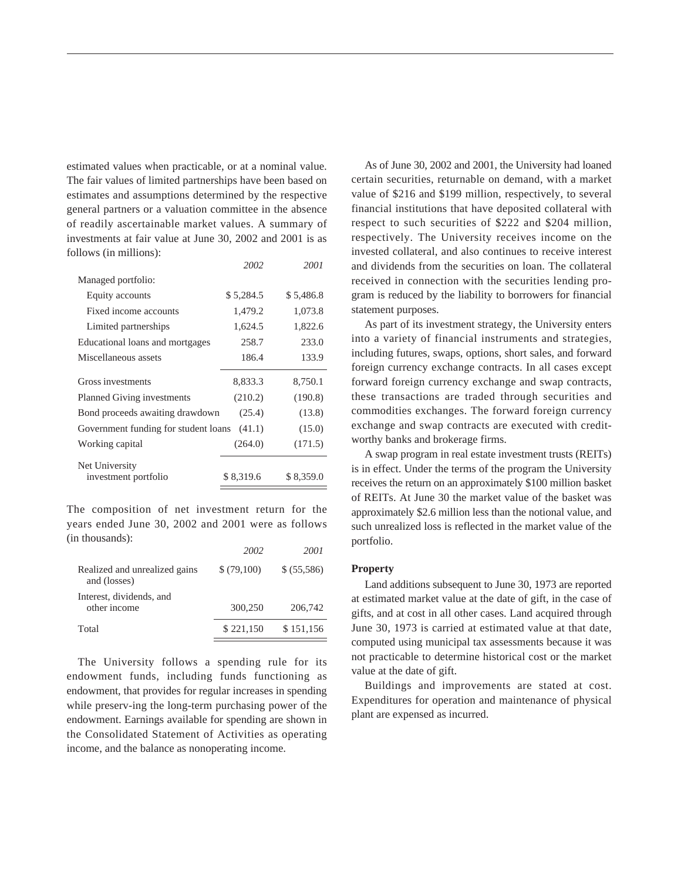estimated values when practicable, or at a nominal value. The fair values of limited partnerships have been based on estimates and assumptions determined by the respective general partners or a valuation committee in the absence of readily ascertainable market values. A summary of investments at fair value at June 30, 2002 and 2001 is as follows (in millions):

| | *2002* | *2001* |
|---|---|---|
| Managed portfolio: | | |
| Equity accounts | $ 5,284.5 | $ 5,486.8 |
| Fixed income accounts | 1,479.2 | 1,073.8 |
| Limited partnerships | 1,624.5 | 1,822.6 |
| Educational loans and mortgages | 258.7 | 233.0 |
| Miscellaneous assets | 186.4 | 133.9 |
| Gross investments | 8,833.3 | 8,750.1 |
| Planned Giving investments | (210.2) | (190.8) |
| Bond proceeds awaiting drawdown | (25.4) | (13.8) |
| Government funding for student loans | (41.1) | (15.0) |
| Working capital | (264.0) | (171.5) |
| Net University investment portfolio | $ 8,319.6 | $ 8,359.0 |

The composition of net investment return for the years ended June 30, 2002 and 2001 were as follows (in thousands):

| | *2002* | *2001* |
|---|---|---|
| Realized and unrealized gains and (losses) | $ (79,100) | $ (55,586) |
| Interest, dividends, and other income | 300,250 | 206,742 |
| Total | $ 221,150 | $ 151,156 |

The University follows a spending rule for its endowment funds, including funds functioning as endowment, that provides for regular increases in spending while preserv-ing the long-term purchasing power of the endowment. Earnings available for spending are shown in the Consolidated Statement of Activities as operating income, and the balance as nonoperating income.

As of June 30, 2002 and 2001, the University had loaned certain securities, returnable on demand, with a market value of $216 and $199 million, respectively, to several financial institutions that have deposited collateral with respect to such securities of $222 and $204 million, respectively. The University receives income on the invested collateral, and also continues to receive interest and dividends from the securities on loan. The collateral received in connection with the securities lending program is reduced by the liability to borrowers for financial statement purposes.

As part of its investment strategy, the University enters into a variety of financial instruments and strategies, including futures, swaps, options, short sales, and forward foreign currency exchange contracts. In all cases except forward foreign currency exchange and swap contracts, these transactions are traded through securities and commodities exchanges. The forward foreign currency exchange and swap contracts are executed with credit-worthy banks and brokerage firms.

A swap program in real estate investment trusts (REITs) is in effect. Under the terms of the program the University receives the return on an approximately $100 million basket of REITs. At June 30 the market value of the basket was approximately $2.6 million less than the notional value, and such unrealized loss is reflected in the market value of the portfolio.

**Property**

Land additions subsequent to June 30, 1973 are reported at estimated market value at the date of gift, in the case of gifts, and at cost in all other cases. Land acquired through June 30, 1973 is carried at estimated value at that date, computed using municipal tax assessments because it was not practicable to determine historical cost or the market value at the date of gift.

Buildings and improvements are stated at cost. Expenditures for operation and maintenance of physical plant are expensed as incurred.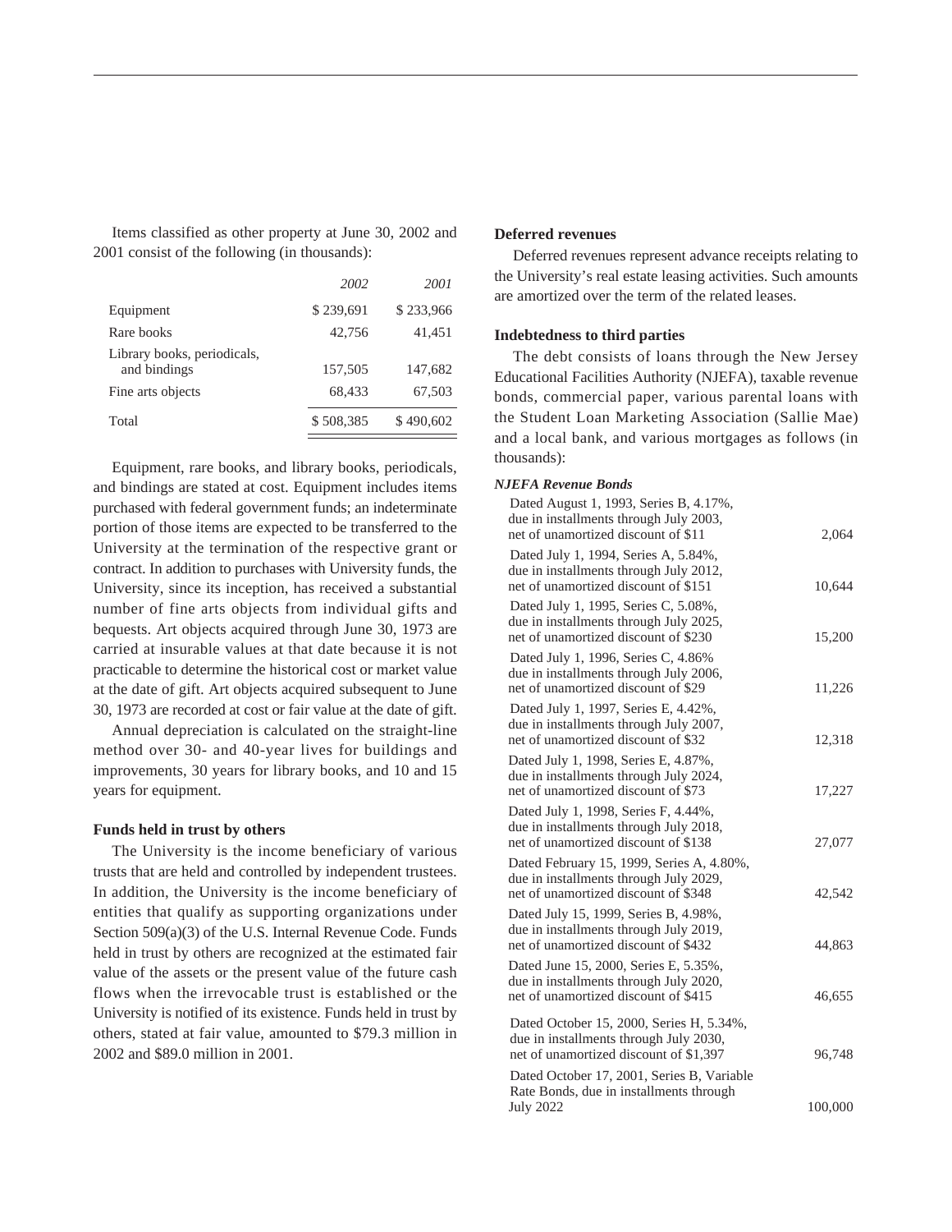Items classified as other property at June 30, 2002 and 2001 consist of the following (in thousands):

| | 2002 | 2001 |
|---|---|---|
| Equipment | $ 239,691 | $ 233,966 |
| Rare books | 42,756 | 41,451 |
| Library books, periodicals, and bindings | 157,505 | 147,682 |
| Fine arts objects | 68,433 | 67,503 |
| Total | $ 508,385 | $ 490,602 |

Equipment, rare books, and library books, periodicals, and bindings are stated at cost. Equipment includes items purchased with federal government funds; an indeterminate portion of those items are expected to be transferred to the University at the termination of the respective grant or contract. In addition to purchases with University funds, the University, since its inception, has received a substantial number of fine arts objects from individual gifts and bequests. Art objects acquired through June 30, 1973 are carried at insurable values at that date because it is not practicable to determine the historical cost or market value at the date of gift. Art objects acquired subsequent to June 30, 1973 are recorded at cost or fair value at the date of gift.

Annual depreciation is calculated on the straight-line method over 30- and 40-year lives for buildings and improvements, 30 years for library books, and 10 and 15 years for equipment.

**Funds held in trust by others**

The University is the income beneficiary of various trusts that are held and controlled by independent trustees. In addition, the University is the income beneficiary of entities that qualify as supporting organizations under Section 509(a)(3) of the U.S. Internal Revenue Code. Funds held in trust by others are recognized at the estimated fair value of the assets or the present value of the future cash flows when the irrevocable trust is established or the University is notified of its existence. Funds held in trust by others, stated at fair value, amounted to $79.3 million in 2002 and $89.0 million in 2001.

**Deferred revenues**

Deferred revenues represent advance receipts relating to the University's real estate leasing activities. Such amounts are amortized over the term of the related leases.

**Indebtedness to third parties**

The debt consists of loans through the New Jersey Educational Facilities Authority (NJEFA), taxable revenue bonds, commercial paper, various parental loans with the Student Loan Marketing Association (Sallie Mae) and a local bank, and various mortgages as follows (in thousands):

| ***NJEFA Revenue Bonds*** | |
|---|---|
| Dated August 1, 1993, Series B, 4.17%, due in installments through July 2003, net of unamortized discount of $11 | 2,064 |
| Dated July 1, 1994, Series A, 5.84%, due in installments through July 2012, net of unamortized discount of $151 | 10,644 |
| Dated July 1, 1995, Series C, 5.08%, due in installments through July 2025, net of unamortized discount of $230 | 15,200 |
| Dated July 1, 1996, Series C, 4.86% due in installments through July 2006, net of unamortized discount of $29 | 11,226 |
| Dated July 1, 1997, Series E, 4.42%, due in installments through July 2007, net of unamortized discount of $32 | 12,318 |
| Dated July 1, 1998, Series E, 4.87%, due in installments through July 2024, net of unamortized discount of $73 | 17,227 |
| Dated July 1, 1998, Series F, 4.44%, due in installments through July 2018, net of unamortized discount of $138 | 27,077 |
| Dated February 15, 1999, Series A, 4.80%, due in installments through July 2029, net of unamortized discount of $348 | 42,542 |
| Dated July 15, 1999, Series B, 4.98%, due in installments through July 2019, net of unamortized discount of $432 | 44,863 |
| Dated June 15, 2000, Series E, 5.35%, due in installments through July 2020, net of unamortized discount of $415 | 46,655 |
| Dated October 15, 2000, Series H, 5.34%, due in installments through July 2030, net of unamortized discount of $1,397 | 96,748 |
| Dated October 17, 2001, Series B, Variable Rate Bonds, due in installments through July 2022 | 100,000 |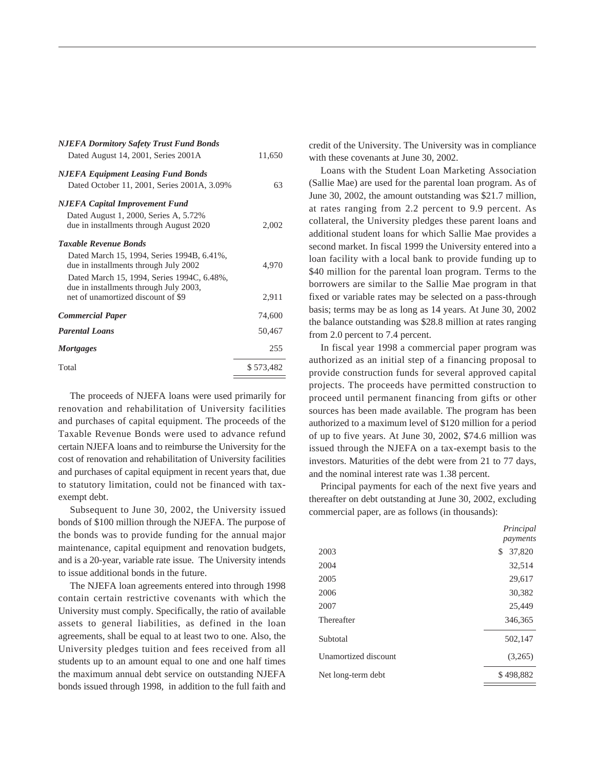| | |
|---|---|
| ***NJEFA Dormitory Safety Trust Fund Bonds*** | |
| Dated August 14, 2001, Series 2001A | 11,650 |
| ***NJEFA Equipment Leasing Fund Bonds*** | |
| Dated October 11, 2001, Series 2001A, 3.09% | 63 |
| ***NJEFA Capital Improvement Fund*** | |
| Dated August 1, 2000, Series A, 5.72% due in installments through August 2020 | 2,002 |
| ***Taxable Revenue Bonds*** | |
| Dated March 15, 1994, Series 1994B, 6.41%, due in installments through July 2002 | 4,970 |
| Dated March 15, 1994, Series 1994C, 6.48%, due in installments through July 2003, net of unamortized discount of $9 | 2,911 |
| ***Commercial Paper*** | 74,600 |
| ***Parental Loans*** | 50,467 |
| ***Mortgages*** | 255 |
| Total | $ 573,482 |

The proceeds of NJEFA loans were used primarily for renovation and rehabilitation of University facilities and purchases of capital equipment. The proceeds of the Taxable Revenue Bonds were used to advance refund certain NJEFA loans and to reimburse the University for the cost of renovation and rehabilitation of University facilities and purchases of capital equipment in recent years that, due to statutory limitation, could not be financed with tax-exempt debt.

Subsequent to June 30, 2002, the University issued bonds of $100 million through the NJEFA. The purpose of the bonds was to provide funding for the annual major maintenance, capital equipment and renovation budgets, and is a 20-year, variable rate issue. The University intends to issue additional bonds in the future.

The NJEFA loan agreements entered into through 1998 contain certain restrictive covenants with which the University must comply. Specifically, the ratio of available assets to general liabilities, as defined in the loan agreements, shall be equal to at least two to one. Also, the University pledges tuition and fees received from all students up to an amount equal to one and one half times the maximum annual debt service on outstanding NJEFA bonds issued through 1998, in addition to the full faith and credit of the University. The University was in compliance with these covenants at June 30, 2002.

Loans with the Student Loan Marketing Association (Sallie Mae) are used for the parental loan program. As of June 30, 2002, the amount outstanding was $21.7 million, at rates ranging from 2.2 percent to 9.9 percent. As collateral, the University pledges these parent loans and additional student loans for which Sallie Mae provides a second market. In fiscal 1999 the University entered into a loan facility with a local bank to provide funding up to $40 million for the parental loan program. Terms to the borrowers are similar to the Sallie Mae program in that fixed or variable rates may be selected on a pass-through basis; terms may be as long as 14 years. At June 30, 2002 the balance outstanding was $28.8 million at rates ranging from 2.0 percent to 7.4 percent.

In fiscal year 1998 a commercial paper program was authorized as an initial step of a financing proposal to provide construction funds for several approved capital projects. The proceeds have permitted construction to proceed until permanent financing from gifts or other sources has been made available. The program has been authorized to a maximum level of $120 million for a period of up to five years. At June 30, 2002, $74.6 million was issued through the NJEFA on a tax-exempt basis to the investors. Maturities of the debt were from 21 to 77 days, and the nominal interest rate was 1.38 percent.

Principal payments for each of the next five years and thereafter on debt outstanding at June 30, 2002, excluding commercial paper, are as follows (in thousands):

| | *Principal payments* |
|---|---|
| 2003 | $ 37,820 |
| 2004 | 32,514 |
| 2005 | 29,617 |
| 2006 | 30,382 |
| 2007 | 25,449 |
| Thereafter | 346,365 |
| Subtotal | 502,147 |
| Unamortized discount | (3,265) |
| Net long-term debt | $ 498,882 |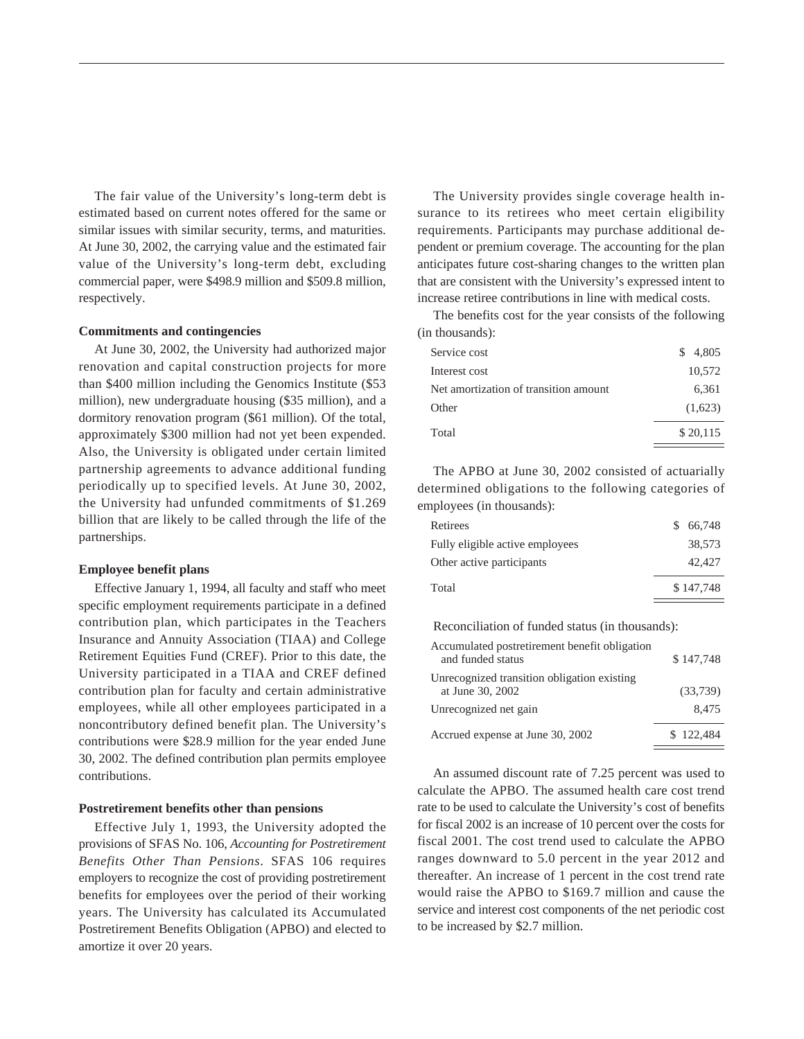The fair value of the University's long-term debt is estimated based on current notes offered for the same or similar issues with similar security, terms, and maturities. At June 30, 2002, the carrying value and the estimated fair value of the University's long-term debt, excluding commercial paper, were $498.9 million and $509.8 million, respectively.

**Commitments and contingencies**

At June 30, 2002, the University had authorized major renovation and capital construction projects for more than $400 million including the Genomics Institute ($53 million), new undergraduate housing ($35 million), and a dormitory renovation program ($61 million). Of the total, approximately $300 million had not yet been expended. Also, the University is obligated under certain limited partnership agreements to advance additional funding periodically up to specified levels. At June 30, 2002, the University had unfunded commitments of $1.269 billion that are likely to be called through the life of the partnerships.

**Employee benefit plans**

Effective January 1, 1994, all faculty and staff who meet specific employment requirements participate in a defined contribution plan, which participates in the Teachers Insurance and Annuity Association (TIAA) and College Retirement Equities Fund (CREF). Prior to this date, the University participated in a TIAA and CREF defined contribution plan for faculty and certain administrative employees, while all other employees participated in a noncontributory defined benefit plan. The University's contributions were $28.9 million for the year ended June 30, 2002. The defined contribution plan permits employee contributions.

**Postretirement benefits other than pensions**

Effective July 1, 1993, the University adopted the provisions of SFAS No. 106, *Accounting for Postretirement Benefits Other Than Pensions*. SFAS 106 requires employers to recognize the cost of providing postretirement benefits for employees over the period of their working years. The University has calculated its Accumulated Postretirement Benefits Obligation (APBO) and elected to amortize it over 20 years.

The University provides single coverage health insurance to its retirees who meet certain eligibility requirements. Participants may purchase additional dependent or premium coverage. The accounting for the plan anticipates future cost-sharing changes to the written plan that are consistent with the University's expressed intent to increase retiree contributions in line with medical costs.

The benefits cost for the year consists of the following (in thousands):

| | |
|---|---|
| Service cost | $ 4,805 |
| Interest cost | 10,572 |
| Net amortization of transition amount | 6,361 |
| Other | (1,623) |
| Total | $ 20,115 |

The APBO at June 30, 2002 consisted of actuarially determined obligations to the following categories of employees (in thousands):

| | |
|---|---|
| Retirees | $ 66,748 |
| Fully eligible active employees | 38,573 |
| Other active participants | 42,427 |
| Total | $ 147,748 |

Reconciliation of funded status (in thousands):

| | |
|---|---|
| Accumulated postretirement benefit obligation and funded status | $ 147,748 |
| Unrecognized transition obligation existing at June 30, 2002 | (33,739) |
| Unrecognized net gain | 8,475 |
| Accrued expense at June 30, 2002 | $ 122,484 |

An assumed discount rate of 7.25 percent was used to calculate the APBO. The assumed health care cost trend rate to be used to calculate the University's cost of benefits for fiscal 2002 is an increase of 10 percent over the costs for fiscal 2001. The cost trend used to calculate the APBO ranges downward to 5.0 percent in the year 2012 and thereafter. An increase of 1 percent in the cost trend rate would raise the APBO to $169.7 million and cause the service and interest cost components of the net periodic cost to be increased by $2.7 million.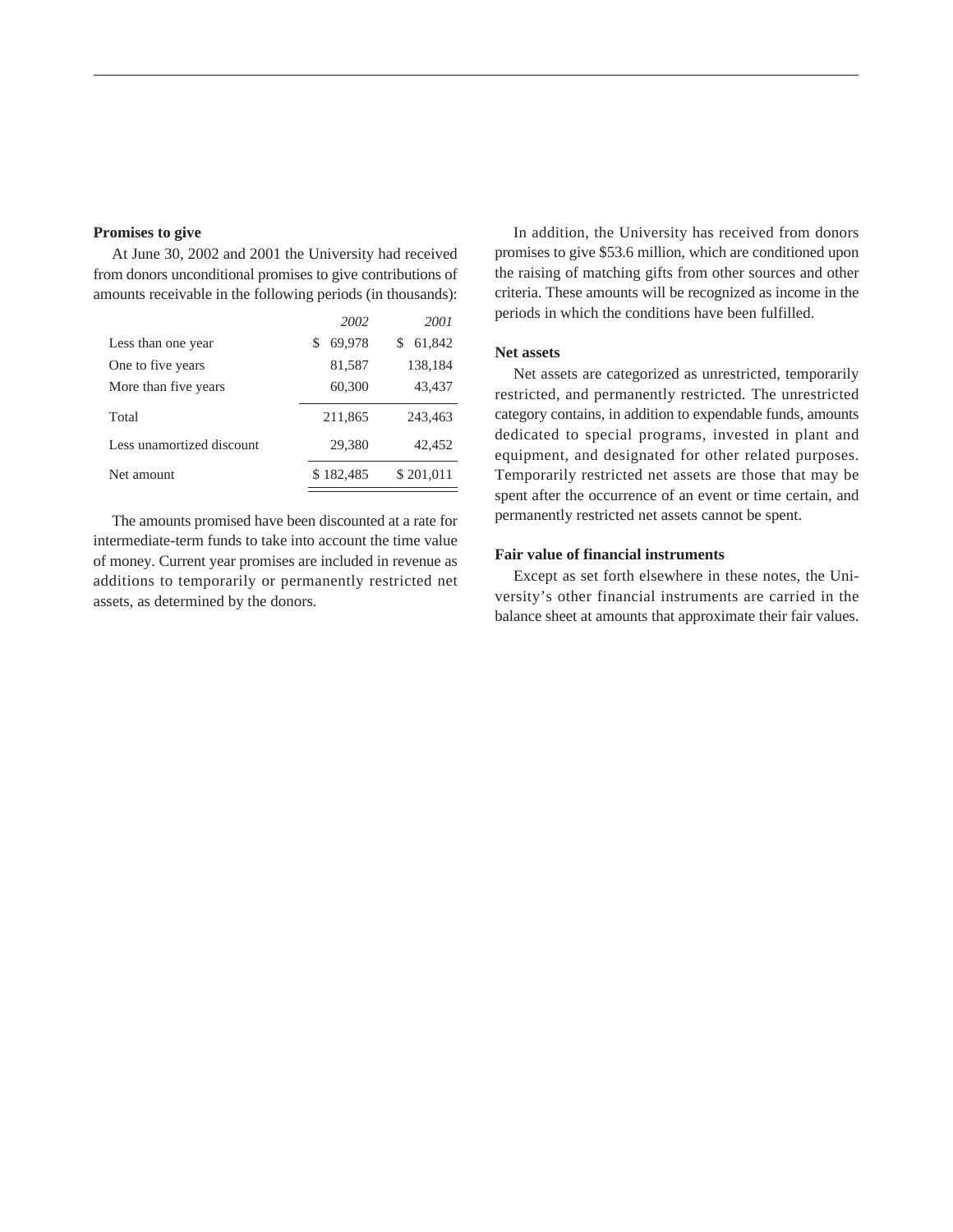### Promises to give

At June 30, 2002 and 2001 the University had received from donors unconditional promises to give contributions of amounts receivable in the following periods (in thousands):

| | *2002* | *2001* |
|---|---|---|
| Less than one year | $ 69,978 | $ 61,842 |
| One to five years | 81,587 | 138,184 |
| More than five years | 60,300 | 43,437 |
| Total | 211,865 | 243,463 |
| Less unamortized discount | 29,380 | 42,452 |
| Net amount | $ 182,485 | $ 201,011 |

The amounts promised have been discounted at a rate for intermediate-term funds to take into account the time value of money. Current year promises are included in revenue as additions to temporarily or permanently restricted net assets, as determined by the donors.

In addition, the University has received from donors promises to give $53.6 million, which are conditioned upon the raising of matching gifts from other sources and other criteria. These amounts will be recognized as income in the periods in which the conditions have been fulfilled.

### Net assets

Net assets are categorized as unrestricted, temporarily restricted, and permanently restricted. The unrestricted category contains, in addition to expendable funds, amounts dedicated to special programs, invested in plant and equipment, and designated for other related purposes. Temporarily restricted net assets are those that may be spent after the occurrence of an event or time certain, and permanently restricted net assets cannot be spent.

### Fair value of financial instruments

Except as set forth elsewhere in these notes, the University's other financial instruments are carried in the balance sheet at amounts that approximate their fair values.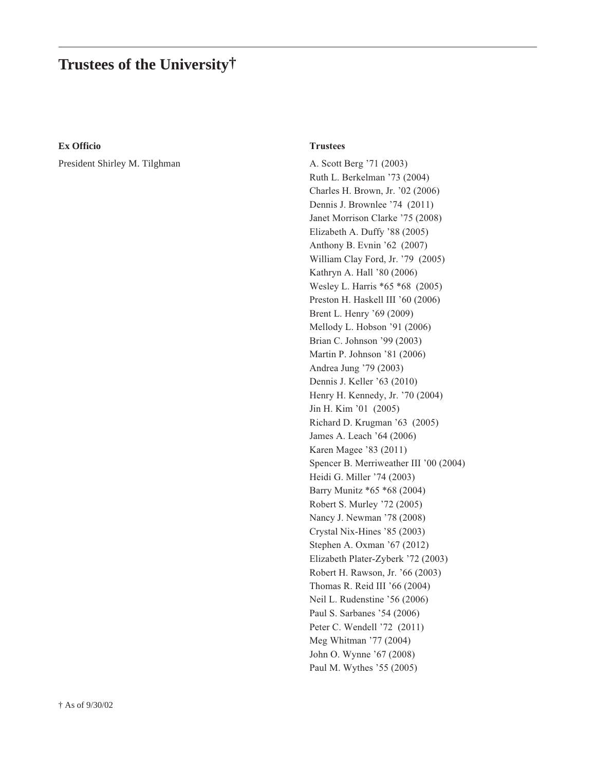# Trustees of the University†

**Ex Officio**

President Shirley M. Tilghman

**Trustees**

A. Scott Berg ’71 (2003)
Ruth L. Berkelman ’73 (2004)
Charles H. Brown, Jr. ’02 (2006)
Dennis J. Brownlee ’74 (2011)
Janet Morrison Clarke ’75 (2008)
Elizabeth A. Duffy ’88 (2005)
Anthony B. Evnin ’62 (2007)
William Clay Ford, Jr. ’79 (2005)
Kathryn A. Hall ’80 (2006)
Wesley L. Harris *65 *68 (2005)
Preston H. Haskell III ’60 (2006)
Brent L. Henry ’69 (2009)
Mellody L. Hobson ’91 (2006)
Brian C. Johnson ’99 (2003)
Martin P. Johnson ’81 (2006)
Andrea Jung ’79 (2003)
Dennis J. Keller ’63 (2010)
Henry H. Kennedy, Jr. ’70 (2004)
Jin H. Kim ’01 (2005)
Richard D. Krugman ’63 (2005)
James A. Leach ’64 (2006)
Karen Magee ’83 (2011)
Spencer B. Merriweather III ’00 (2004)
Heidi G. Miller ’74 (2003)
Barry Munitz *65 *68 (2004)
Robert S. Murley ’72 (2005)
Nancy J. Newman ’78 (2008)
Crystal Nix-Hines ’85 (2003)
Stephen A. Oxman ’67 (2012)
Elizabeth Plater-Zyberk ’72 (2003)
Robert H. Rawson, Jr. ’66 (2003)
Thomas R. Reid III ’66 (2004)
Neil L. Rudenstine ’56 (2006)
Paul S. Sarbanes ’54 (2006)
Peter C. Wendell ’72 (2011)
Meg Whitman ’77 (2004)
John O. Wynne ’67 (2008)
Paul M. Wythes ’55 (2005)

† As of 9/30/02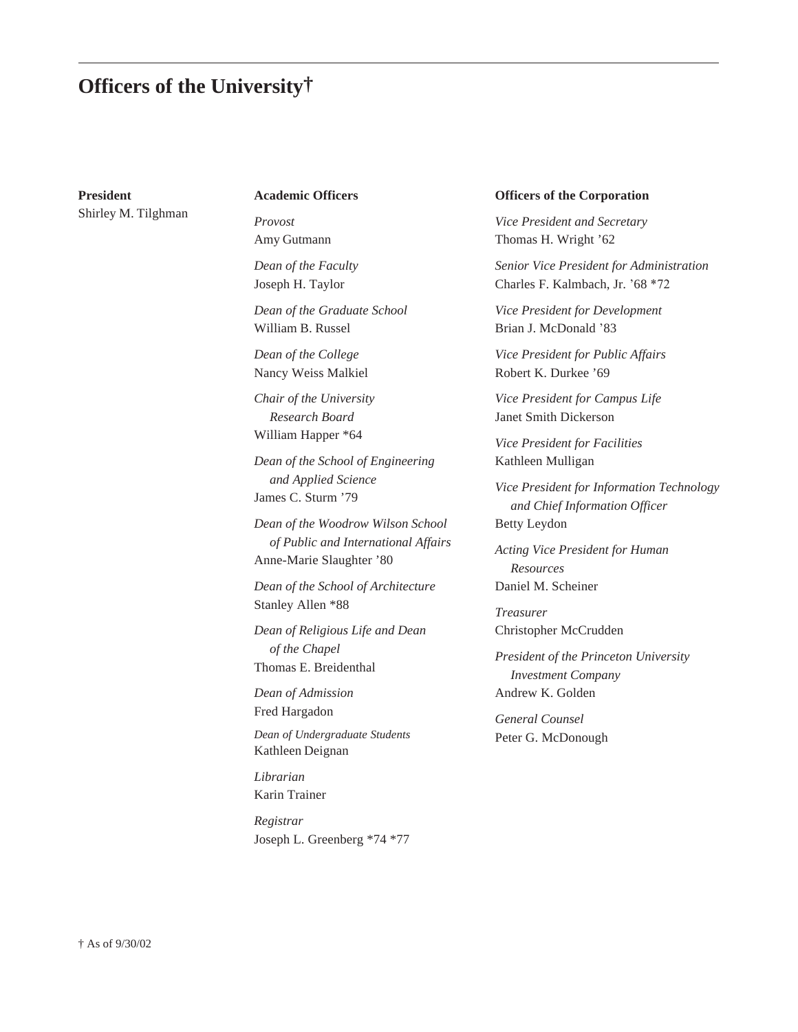# Officers of the University†

**President**
Shirley M. Tilghman

**Academic Officers**

*Provost*
Amy Gutmann

*Dean of the Faculty*
Joseph H. Taylor

*Dean of the Graduate School*
William B. Russel

*Dean of the College*
Nancy Weiss Malkiel

*Chair of the University Research Board*
William Happer *64

*Dean of the School of Engineering and Applied Science*
James C. Sturm ’79

*Dean of the Woodrow Wilson School of Public and International Affairs*
Anne-Marie Slaughter ’80

*Dean of the School of Architecture*
Stanley Allen *88

*Dean of Religious Life and Dean of the Chapel*
Thomas E. Breidenthal

*Dean of Admission*
Fred Hargadon

*Dean of Undergraduate Students*
Kathleen Deignan

*Librarian*
Karin Trainer

*Registrar*
Joseph L. Greenberg *74 *77

**Officers of the Corporation**

*Vice President and Secretary*
Thomas H. Wright ’62

*Senior Vice President for Administration*
Charles F. Kalmbach, Jr. ’68 *72

*Vice President for Development*
Brian J. McDonald ’83

*Vice President for Public Affairs*
Robert K. Durkee ’69

*Vice President for Campus Life*
Janet Smith Dickerson

*Vice President for Facilities*
Kathleen Mulligan

*Vice President for Information Technology and Chief Information Officer*
Betty Leydon

*Acting Vice President for Human Resources*
Daniel M. Scheiner

*Treasurer*
Christopher McCrudden

*President of the Princeton University Investment Company*
Andrew K. Golden

*General Counsel*
Peter G. McDonough

† As of 9/30/02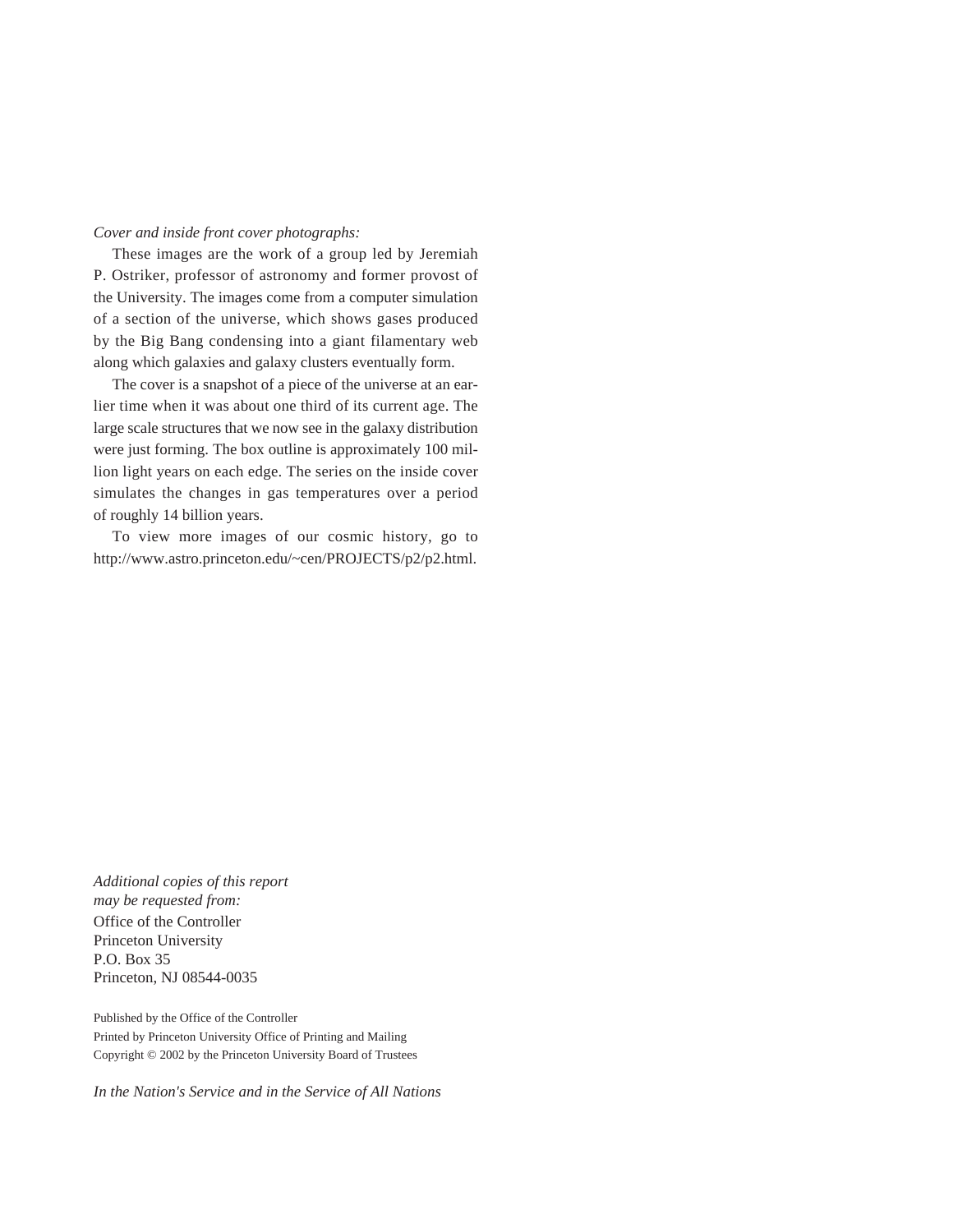*Cover and inside front cover photographs:*

These images are the work of a group led by Jeremiah P. Ostriker, professor of astronomy and former provost of the University. The images come from a computer simulation of a section of the universe, which shows gases produced by the Big Bang condensing into a giant filamentary web along which galaxies and galaxy clusters eventually form.

The cover is a snapshot of a piece of the universe at an earlier time when it was about one third of its current age. The large scale structures that we now see in the galaxy distribution were just forming. The box outline is approximately 100 million light years on each edge. The series on the inside cover simulates the changes in gas temperatures over a period of roughly 14 billion years.

To view more images of our cosmic history, go to http://www.astro.princeton.edu/~cen/PROJECTS/p2/p2.html.

*Additional copies of this report may be requested from:*
Office of the Controller
Princeton University
P.O. Box 35
Princeton, NJ 08544-0035

Published by the Office of the Controller
Printed by Princeton University Office of Printing and Mailing
Copyright © 2002 by the Princeton University Board of Trustees

*In the Nation's Service and in the Service of All Nations*